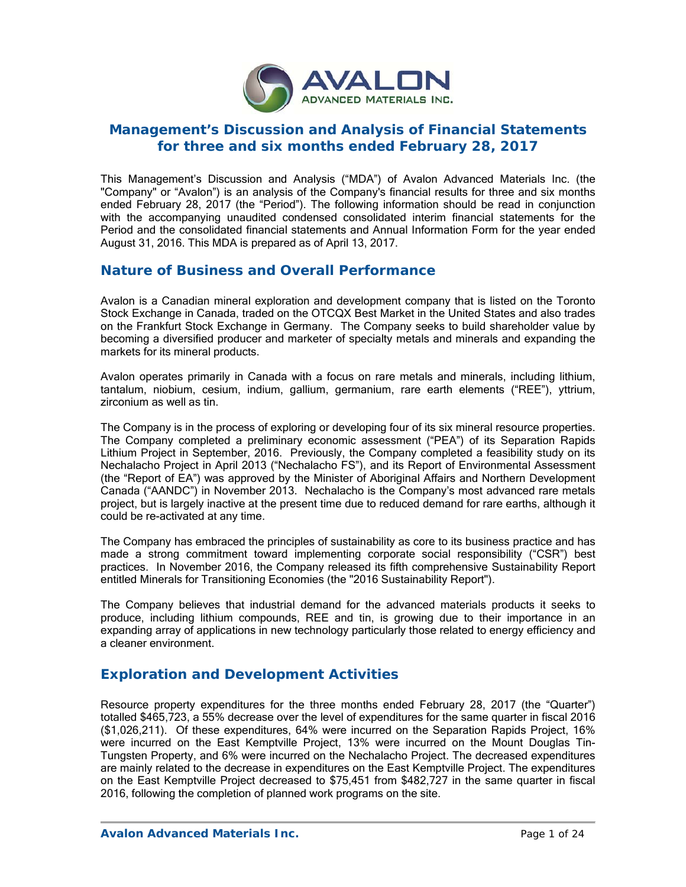# Management's Discussion and Analysis of Financial Statements for three and six months ended February 28, 2017

This Management's Discussion and Analysis ("MDA") of Avalon Advanced Materials Inc. (the "Company" or "Avalon") is an analysis of the Company's financial results for three and six months ended February 28, 2017 (the "Period"). The following information should be read in conjunction with the accompanying unaudited condensed consolidated interim financial statements for the Period and the consolidated financial statements and Annual Information Form for the year ended August 31, 2016. This MDA is prepared as of April 13, 2017.

## Nature of Business and Overall Performance

Avalon is a Canadian mineral exploration and development company that is listed on the Toronto Stock Exchange in Canada, traded on the OTCQX Best Market in the United States and also trades on the Frankfurt Stock Exchange in Germany. The Company seeks to build shareholder value by becoming a diversified producer and marketer of specialty metals and minerals and expanding the markets for its mineral products.

Avalon operates primarily in Canada with a focus on rare metals and minerals, including lithium, tantalum, niobium, cesium, indium, gallium, germanium, rare earth elements ("REE"), yttrium, zirconium as well as tin.

The Company is in the process of exploring or developing four of its six mineral resource properties. The Company completed a preliminary economic assessment ("PEA") of its Separation Rapids Lithium Project in September, 2016. Previously, the Company completed a feasibility study on its Nechalacho Project in April 2013 ("Nechalacho FS"), and its Report of Environmental Assessment (the "Report of EA") was approved by the Minister of Aboriginal Affairs and Northern Development Canada ("AANDC") in November 2013. Nechalacho is the Company's most advanced rare metals project, but is largely inactive at the present time due to reduced demand for rare earths, although it could be re-activated at any time.

The Company has embraced the principles of sustainability as core to its business practice and has made a strong commitment toward implementing corporate social responsibility ("CSR") best practices. In November 2016, the Company released its fifth comprehensive Sustainability Report entitled Minerals for Transitioning Economies (the "2016 Sustainability Report").

The Company believes that industrial demand for the advanced materials products it seeks to produce, including lithium compounds, REE and tin, is growing due to their importance in an expanding array of applications in new technology particularly those related to energy efficiency and a cleaner environment.

## Exploration and Development Activities

Resource property expenditures for the three months ended February 28, 2017 (the "Quarter") totalled $465,723, a 55% decrease over the level of expenditures for the same quarter in fiscal 2016 ($1,026,211). Of these expenditures, 64% were incurred on the Separation Rapids Project, 16% were incurred on the East Kemptville Project, 13% were incurred on the Mount Douglas Tin-Tungsten Property, and 6% were incurred on the Nechalacho Project. The decreased expenditures are mainly related to the decrease in expenditures on the East Kemptville Project. The expenditures on the East Kemptville Project decreased to $75,451 from $482,727 in the same quarter in fiscal 2016, following the completion of planned work programs on the site.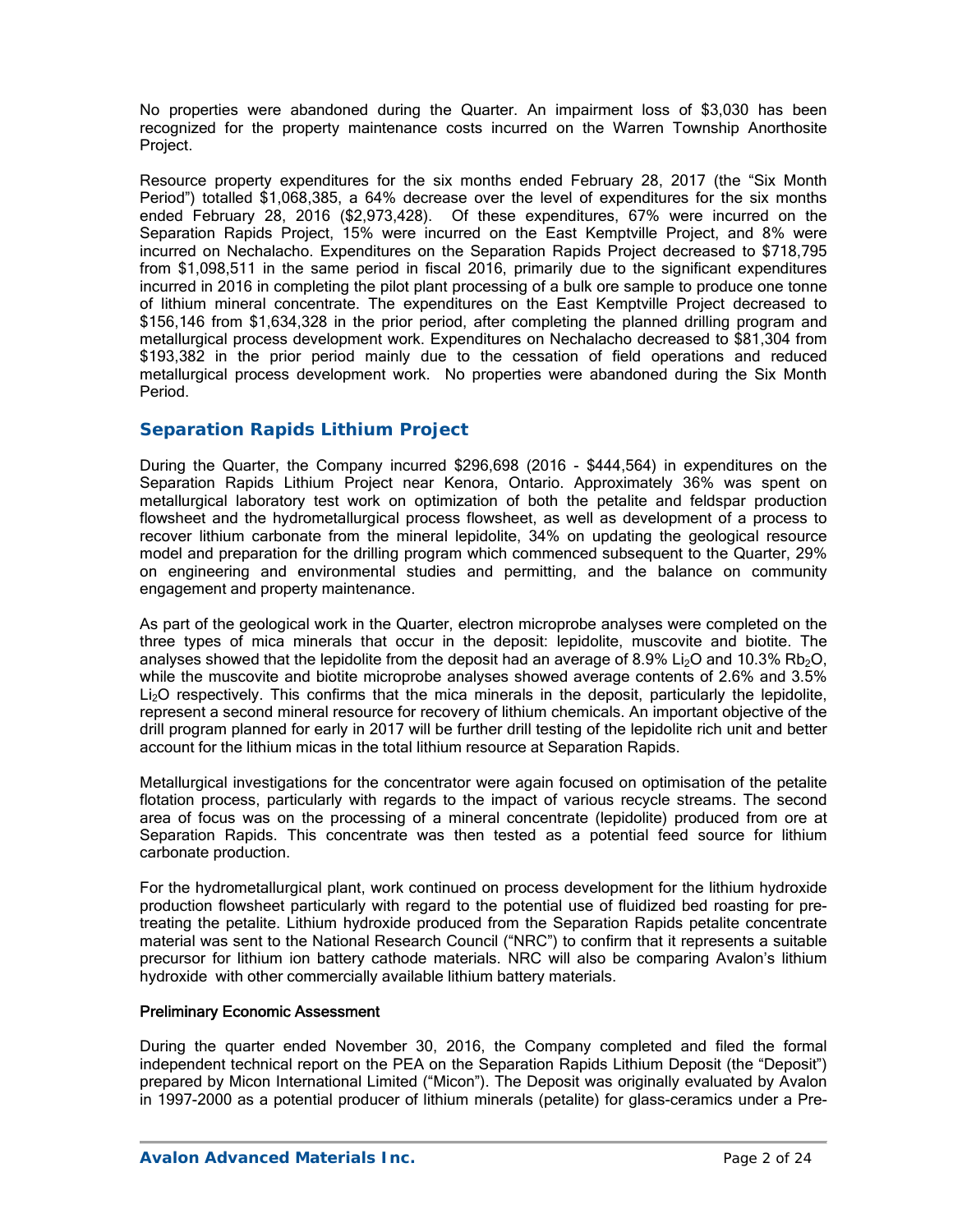No properties were abandoned during the Quarter. An impairment loss of $3,030 has been recognized for the property maintenance costs incurred on the Warren Township Anorthosite Project.

Resource property expenditures for the six months ended February 28, 2017 (the "Six Month Period") totalled $1,068,385, a 64% decrease over the level of expenditures for the six months ended February 28, 2016 ($2,973,428). Of these expenditures, 67% were incurred on the Separation Rapids Project, 15% were incurred on the East Kemptville Project, and 8% were incurred on Nechalacho. Expenditures on the Separation Rapids Project decreased to $718,795 from $1,098,511 in the same period in fiscal 2016, primarily due to the significant expenditures incurred in 2016 in completing the pilot plant processing of a bulk ore sample to produce one tonne of lithium mineral concentrate. The expenditures on the East Kemptville Project decreased to $156,146 from $1,634,328 in the prior period, after completing the planned drilling program and metallurgical process development work. Expenditures on Nechalacho decreased to $81,304 from $193,382 in the prior period mainly due to the cessation of field operations and reduced metallurgical process development work. No properties were abandoned during the Six Month Period.

## Separation Rapids Lithium Project

During the Quarter, the Company incurred $296,698 (2016 - $444,564) in expenditures on the Separation Rapids Lithium Project near Kenora, Ontario. Approximately 36% was spent on metallurgical laboratory test work on optimization of both the petalite and feldspar production flowsheet and the hydrometallurgical process flowsheet, as well as development of a process to recover lithium carbonate from the mineral lepidolite, 34% on updating the geological resource model and preparation for the drilling program which commenced subsequent to the Quarter, 29% on engineering and environmental studies and permitting, and the balance on community engagement and property maintenance.

As part of the geological work in the Quarter, electron microprobe analyses were completed on the three types of mica minerals that occur in the deposit: lepidolite, muscovite and biotite. The analyses showed that the lepidolite from the deposit had an average of 8.9% $Li_2O$ and 10.3% $Rb_2O$, while the muscovite and biotite microprobe analyses showed average contents of 2.6% and 3.5% $Li_2O$ respectively. This confirms that the mica minerals in the deposit, particularly the lepidolite, represent a second mineral resource for recovery of lithium chemicals. An important objective of the drill program planned for early in 2017 will be further drill testing of the lepidolite rich unit and better account for the lithium micas in the total lithium resource at Separation Rapids.

Metallurgical investigations for the concentrator were again focused on optimisation of the petalite flotation process, particularly with regards to the impact of various recycle streams. The second area of focus was on the processing of a mineral concentrate (lepidolite) produced from ore at Separation Rapids. This concentrate was then tested as a potential feed source for lithium carbonate production.

For the hydrometallurgical plant, work continued on process development for the lithium hydroxide production flowsheet particularly with regard to the potential use of fluidized bed roasting for pre-treating the petalite. Lithium hydroxide produced from the Separation Rapids petalite concentrate material was sent to the National Research Council ("NRC") to confirm that it represents a suitable precursor for lithium ion battery cathode materials. NRC will also be comparing Avalon's lithium hydroxide with other commercially available lithium battery materials.

### Preliminary Economic Assessment

During the quarter ended November 30, 2016, the Company completed and filed the formal independent technical report on the PEA on the Separation Rapids Lithium Deposit (the "Deposit") prepared by Micon International Limited ("Micon"). The Deposit was originally evaluated by Avalon in 1997-2000 as a potential producer of lithium minerals (petalite) for glass-ceramics under a Pre-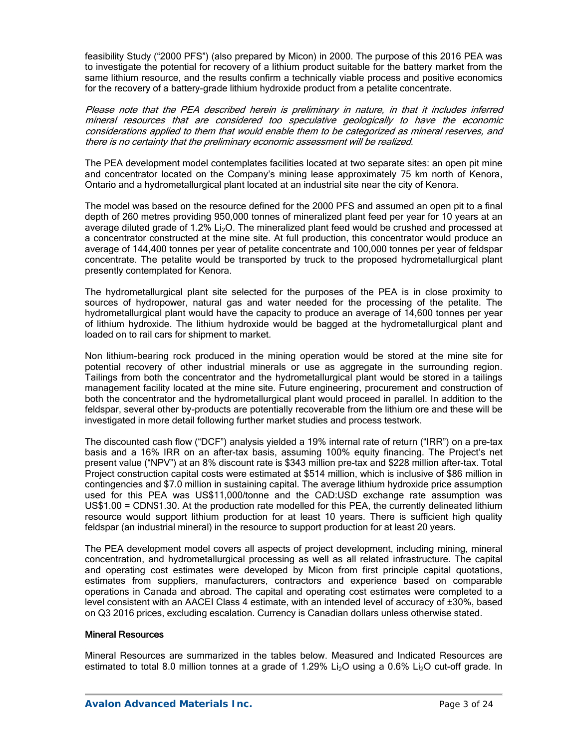feasibility Study ("2000 PFS") (also prepared by Micon) in 2000. The purpose of this 2016 PEA was to investigate the potential for recovery of a lithium product suitable for the battery market from the same lithium resource, and the results confirm a technically viable process and positive economics for the recovery of a battery-grade lithium hydroxide product from a petalite concentrate.

*Please note that the PEA described herein is preliminary in nature, in that it includes inferred mineral resources that are considered too speculative geologically to have the economic considerations applied to them that would enable them to be categorized as mineral reserves, and there is no certainty that the preliminary economic assessment will be realized.*

The PEA development model contemplates facilities located at two separate sites: an open pit mine and concentrator located on the Company's mining lease approximately 75 km north of Kenora, Ontario and a hydrometallurgical plant located at an industrial site near the city of Kenora.

The model was based on the resource defined for the 2000 PFS and assumed an open pit to a final depth of 260 metres providing 950,000 tonnes of mineralized plant feed per year for 10 years at an average diluted grade of 1.2% $Li_2O$. The mineralized plant feed would be crushed and processed at a concentrator constructed at the mine site. At full production, this concentrator would produce an average of 144,400 tonnes per year of petalite concentrate and 100,000 tonnes per year of feldspar concentrate. The petalite would be transported by truck to the proposed hydrometallurgical plant presently contemplated for Kenora.

The hydrometallurgical plant site selected for the purposes of the PEA is in close proximity to sources of hydropower, natural gas and water needed for the processing of the petalite. The hydrometallurgical plant would have the capacity to produce an average of 14,600 tonnes per year of lithium hydroxide. The lithium hydroxide would be bagged at the hydrometallurgical plant and loaded on to rail cars for shipment to market.

Non lithium-bearing rock produced in the mining operation would be stored at the mine site for potential recovery of other industrial minerals or use as aggregate in the surrounding region. Tailings from both the concentrator and the hydrometallurgical plant would be stored in a tailings management facility located at the mine site. Future engineering, procurement and construction of both the concentrator and the hydrometallurgical plant would proceed in parallel. In addition to the feldspar, several other by-products are potentially recoverable from the lithium ore and these will be investigated in more detail following further market studies and process testwork.

The discounted cash flow ("DCF") analysis yielded a 19% internal rate of return ("IRR") on a pre-tax basis and a 16% IRR on an after-tax basis, assuming 100% equity financing. The Project's net present value ("NPV") at an 8% discount rate is $343 million pre-tax and $228 million after-tax. Total Project construction capital costs were estimated at $514 million, which is inclusive of $86 million in contingencies and $7.0 million in sustaining capital. The average lithium hydroxide price assumption used for this PEA was US$11,000/tonne and the CAD:USD exchange rate assumption was US$1.00 = CDN$1.30. At the production rate modelled for this PEA, the currently delineated lithium resource would support lithium production for at least 10 years. There is sufficient high quality feldspar (an industrial mineral) in the resource to support production for at least 20 years.

The PEA development model covers all aspects of project development, including mining, mineral concentration, and hydrometallurgical processing as well as all related infrastructure. The capital and operating cost estimates were developed by Micon from first principle capital quotations, estimates from suppliers, manufacturers, contractors and experience based on comparable operations in Canada and abroad. The capital and operating cost estimates were completed to a level consistent with an AACEI Class 4 estimate, with an intended level of accuracy of ±30%, based on Q3 2016 prices, excluding escalation. Currency is Canadian dollars unless otherwise stated.

### Mineral Resources

Mineral Resources are summarized in the tables below. Measured and Indicated Resources are estimated to total 8.0 million tonnes at a grade of 1.29% $Li_2O$ using a 0.6% $Li_2O$ cut-off grade. In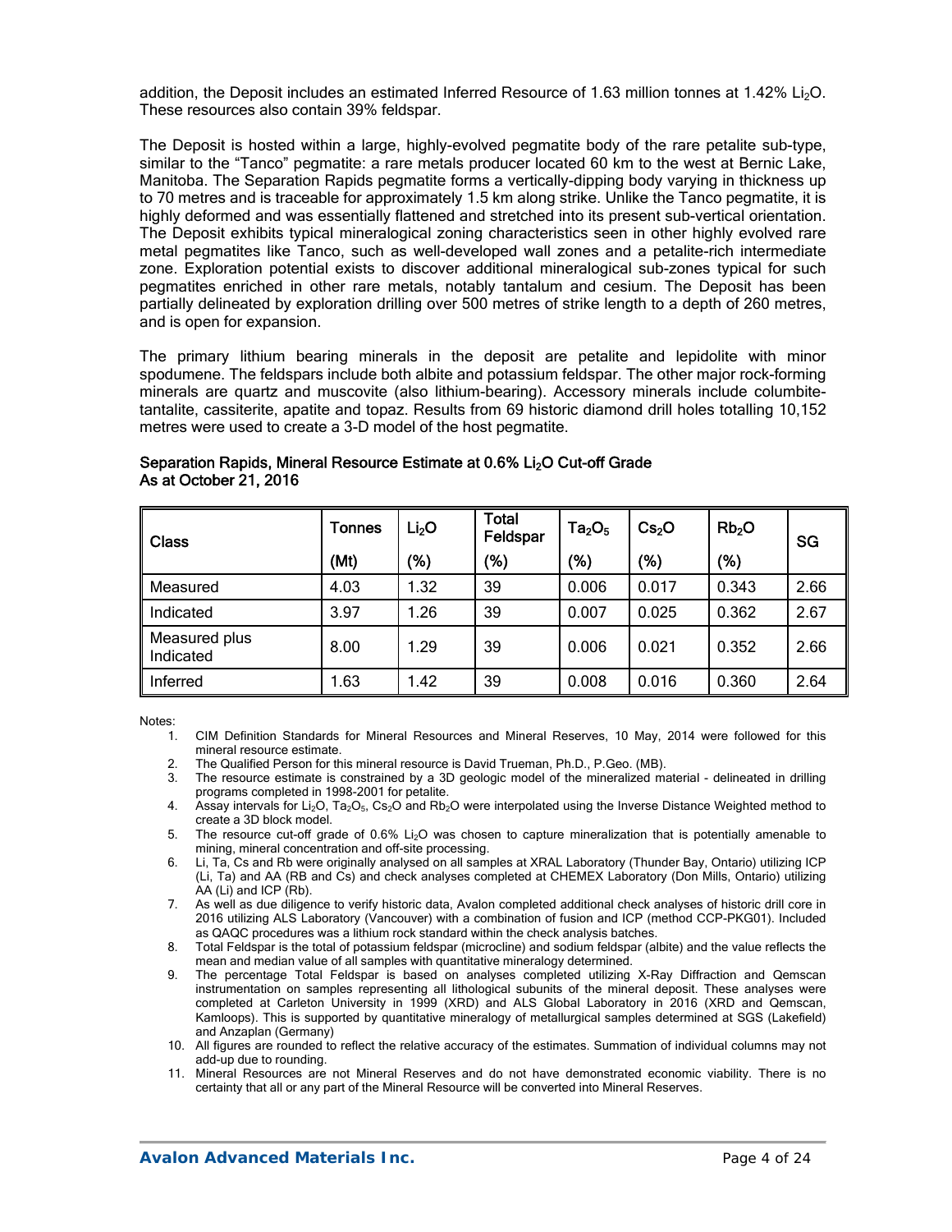addition, the Deposit includes an estimated Inferred Resource of 1.63 million tonnes at 1.42% $Li_2O$. These resources also contain 39% feldspar.

The Deposit is hosted within a large, highly-evolved pegmatite body of the rare petalite sub-type, similar to the "Tanco" pegmatite: a rare metals producer located 60 km to the west at Bernic Lake, Manitoba. The Separation Rapids pegmatite forms a vertically-dipping body varying in thickness up to 70 metres and is traceable for approximately 1.5 km along strike. Unlike the Tanco pegmatite, it is highly deformed and was essentially flattened and stretched into its present sub-vertical orientation. The Deposit exhibits typical mineralogical zoning characteristics seen in other highly evolved rare metal pegmatites like Tanco, such as well-developed wall zones and a petalite-rich intermediate zone. Exploration potential exists to discover additional mineralogical sub-zones typical for such pegmatites enriched in other rare metals, notably tantalum and cesium. The Deposit has been partially delineated by exploration drilling over 500 metres of strike length to a depth of 260 metres, and is open for expansion.

The primary lithium bearing minerals in the deposit are petalite and lepidolite with minor spodumene. The feldspars include both albite and potassium feldspar. The other major rock-forming minerals are quartz and muscovite (also lithium-bearing). Accessory minerals include columbite-tantalite, cassiterite, apatite and topaz. Results from 69 historic diamond drill holes totalling 10,152 metres were used to create a 3-D model of the host pegmatite.

**Separation Rapids, Mineral Resource Estimate at 0.6% $Li_2O$ Cut-off Grade**
**As at October 21, 2016**

| Class | Tonnes (Mt) | $Li_2O$ (%) | Total Feldspar (%) | $Ta_2O_5$ (%) | $Cs_2O$ (%) | $Rb_2O$ (%) | SG |
|---|---|---|---|---|---|---|---|
| Measured | 4.03 | 1.32 | 39 | 0.006 | 0.017 | 0.343 | 2.66 |
| Indicated | 3.97 | 1.26 | 39 | 0.007 | 0.025 | 0.362 | 2.67 |
| Measured plus Indicated | 8.00 | 1.29 | 39 | 0.006 | 0.021 | 0.352 | 2.66 |
| Inferred | 1.63 | 1.42 | 39 | 0.008 | 0.016 | 0.360 | 2.64 |

Notes:

1. CIM Definition Standards for Mineral Resources and Mineral Reserves, 10 May, 2014 were followed for this mineral resource estimate.
2. The Qualified Person for this mineral resource is David Trueman, Ph.D., P.Geo. (MB).
3. The resource estimate is constrained by a 3D geologic model of the mineralized material - delineated in drilling programs completed in 1998-2001 for petalite.
4. Assay intervals for $Li_2O$, $Ta_2O_5$, $Cs_2O$ and $Rb_2O$ were interpolated using the Inverse Distance Weighted method to create a 3D block model.
5. The resource cut-off grade of 0.6% $Li_2O$ was chosen to capture mineralization that is potentially amenable to mining, mineral concentration and off-site processing.
6. Li, Ta, Cs and Rb were originally analysed on all samples at XRAL Laboratory (Thunder Bay, Ontario) utilizing ICP (Li, Ta) and AA (RB and Cs) and check analyses completed at CHEMEX Laboratory (Don Mills, Ontario) utilizing AA (Li) and ICP (Rb).
7. As well as due diligence to verify historic data, Avalon completed additional check analyses of historic drill core in 2016 utilizing ALS Laboratory (Vancouver) with a combination of fusion and ICP (method CCP-PKG01). Included as QAQC procedures was a lithium rock standard within the check analysis batches.
8. Total Feldspar is the total of potassium feldspar (microcline) and sodium feldspar (albite) and the value reflects the mean and median value of all samples with quantitative mineralogy determined.
9. The percentage Total Feldspar is based on analyses completed utilizing X-Ray Diffraction and Qemscan instrumentation on samples representing all lithological subunits of the mineral deposit. These analyses were completed at Carleton University in 1999 (XRD) and ALS Global Laboratory in 2016 (XRD and Qemscan, Kamloops). This is supported by quantitative mineralogy of metallurgical samples determined at SGS (Lakefield) and Anzaplan (Germany)
10. All figures are rounded to reflect the relative accuracy of the estimates. Summation of individual columns may not add-up due to rounding.
11. Mineral Resources are not Mineral Reserves and do not have demonstrated economic viability. There is no certainty that all or any part of the Mineral Resource will be converted into Mineral Reserves.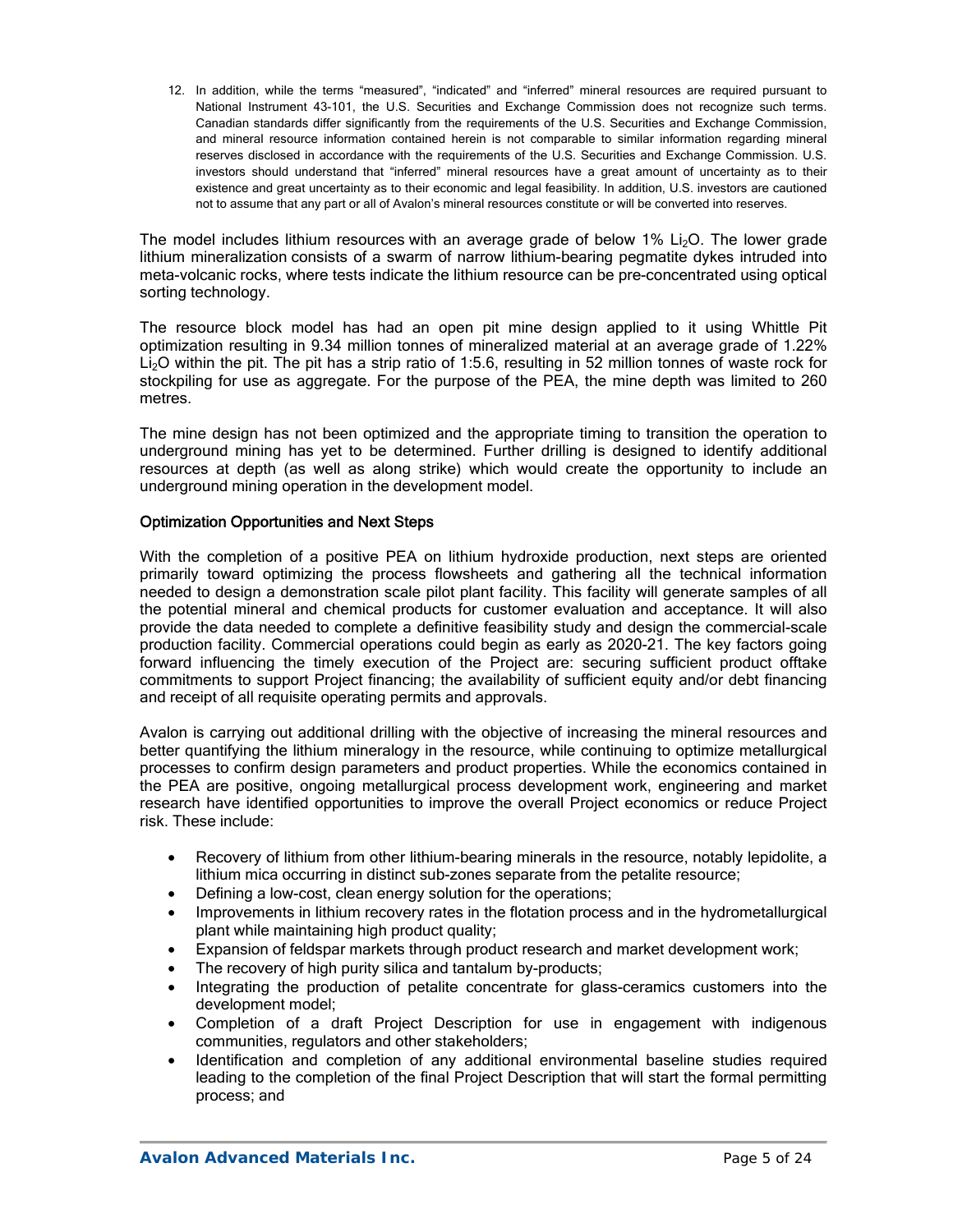12. In addition, while the terms "measured", "indicated" and "inferred" mineral resources are required pursuant to National Instrument 43-101, the U.S. Securities and Exchange Commission does not recognize such terms. Canadian standards differ significantly from the requirements of the U.S. Securities and Exchange Commission, and mineral resource information contained herein is not comparable to similar information regarding mineral reserves disclosed in accordance with the requirements of the U.S. Securities and Exchange Commission. U.S. investors should understand that "inferred" mineral resources have a great amount of uncertainty as to their existence and great uncertainty as to their economic and legal feasibility. In addition, U.S. investors are cautioned not to assume that any part or all of Avalon's mineral resources constitute or will be converted into reserves.

The model includes lithium resources with an average grade of below 1% $Li_2O$. The lower grade lithium mineralization consists of a swarm of narrow lithium-bearing pegmatite dykes intruded into meta-volcanic rocks, where tests indicate the lithium resource can be pre-concentrated using optical sorting technology.

The resource block model has had an open pit mine design applied to it using Whittle Pit optimization resulting in 9.34 million tonnes of mineralized material at an average grade of 1.22% $Li_2O$ within the pit. The pit has a strip ratio of 1:5.6, resulting in 52 million tonnes of waste rock for stockpiling for use as aggregate. For the purpose of the PEA, the mine depth was limited to 260 metres.

The mine design has not been optimized and the appropriate timing to transition the operation to underground mining has yet to be determined. Further drilling is designed to identify additional resources at depth (as well as along strike) which would create the opportunity to include an underground mining operation in the development model.

### Optimization Opportunities and Next Steps

With the completion of a positive PEA on lithium hydroxide production, next steps are oriented primarily toward optimizing the process flowsheets and gathering all the technical information needed to design a demonstration scale pilot plant facility. This facility will generate samples of all the potential mineral and chemical products for customer evaluation and acceptance. It will also provide the data needed to complete a definitive feasibility study and design the commercial-scale production facility. Commercial operations could begin as early as 2020-21. The key factors going forward influencing the timely execution of the Project are: securing sufficient product offtake commitments to support Project financing; the availability of sufficient equity and/or debt financing and receipt of all requisite operating permits and approvals.

Avalon is carrying out additional drilling with the objective of increasing the mineral resources and better quantifying the lithium mineralogy in the resource, while continuing to optimize metallurgical processes to confirm design parameters and product properties. While the economics contained in the PEA are positive, ongoing metallurgical process development work, engineering and market research have identified opportunities to improve the overall Project economics or reduce Project risk. These include:

- Recovery of lithium from other lithium-bearing minerals in the resource, notably lepidolite, a lithium mica occurring in distinct sub-zones separate from the petalite resource;
- Defining a low-cost, clean energy solution for the operations;
- Improvements in lithium recovery rates in the flotation process and in the hydrometallurgical plant while maintaining high product quality;
- Expansion of feldspar markets through product research and market development work;
- The recovery of high purity silica and tantalum by-products;
- Integrating the production of petalite concentrate for glass-ceramics customers into the development model;
- Completion of a draft Project Description for use in engagement with indigenous communities, regulators and other stakeholders;
- Identification and completion of any additional environmental baseline studies required leading to the completion of the final Project Description that will start the formal permitting process; and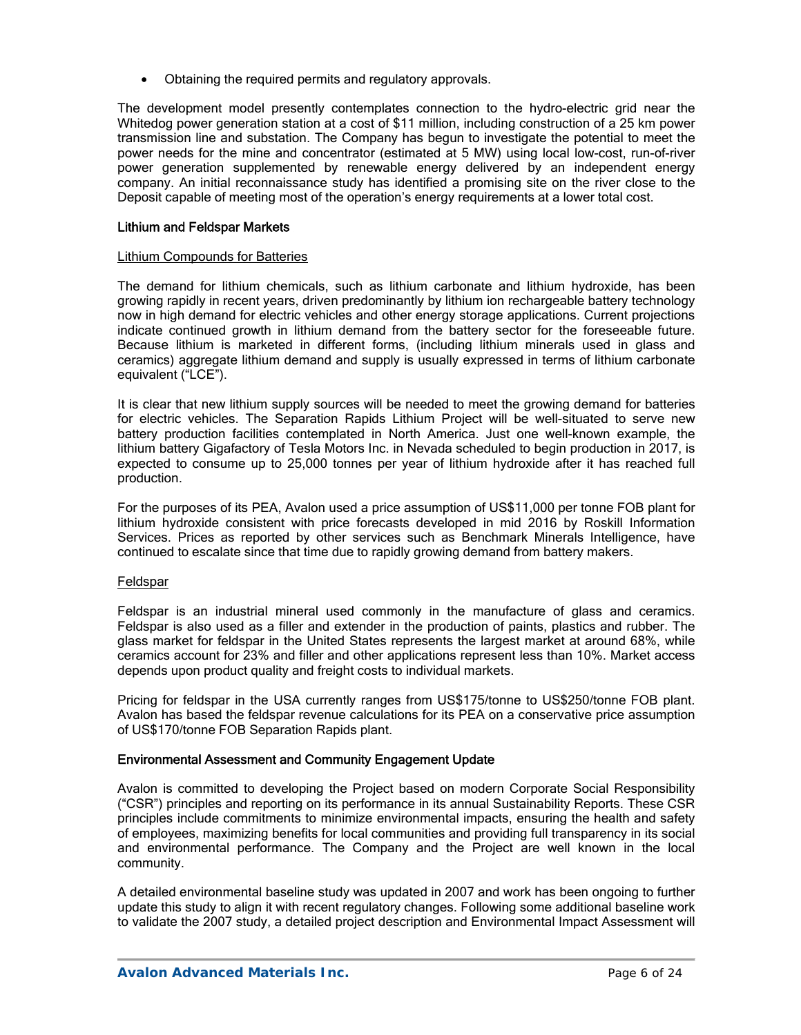- Obtaining the required permits and regulatory approvals.

The development model presently contemplates connection to the hydro-electric grid near the Whitedog power generation station at a cost of $11 million, including construction of a 25 km power transmission line and substation. The Company has begun to investigate the potential to meet the power needs for the mine and concentrator (estimated at 5 MW) using local low-cost, run-of-river power generation supplemented by renewable energy delivered by an independent energy company. An initial reconnaissance study has identified a promising site on the river close to the Deposit capable of meeting most of the operation's energy requirements at a lower total cost.

### Lithium and Feldspar Markets

#### Lithium Compounds for Batteries

The demand for lithium chemicals, such as lithium carbonate and lithium hydroxide, has been growing rapidly in recent years, driven predominantly by lithium ion rechargeable battery technology now in high demand for electric vehicles and other energy storage applications. Current projections indicate continued growth in lithium demand from the battery sector for the foreseeable future. Because lithium is marketed in different forms, (including lithium minerals used in glass and ceramics) aggregate lithium demand and supply is usually expressed in terms of lithium carbonate equivalent ("LCE").

It is clear that new lithium supply sources will be needed to meet the growing demand for batteries for electric vehicles. The Separation Rapids Lithium Project will be well-situated to serve new battery production facilities contemplated in North America. Just one well-known example, the lithium battery Gigafactory of Tesla Motors Inc. in Nevada scheduled to begin production in 2017, is expected to consume up to 25,000 tonnes per year of lithium hydroxide after it has reached full production.

For the purposes of its PEA, Avalon used a price assumption of US$11,000 per tonne FOB plant for lithium hydroxide consistent with price forecasts developed in mid 2016 by Roskill Information Services. Prices as reported by other services such as Benchmark Minerals Intelligence, have continued to escalate since that time due to rapidly growing demand from battery makers.

#### Feldspar

Feldspar is an industrial mineral used commonly in the manufacture of glass and ceramics. Feldspar is also used as a filler and extender in the production of paints, plastics and rubber. The glass market for feldspar in the United States represents the largest market at around 68%, while ceramics account for 23% and filler and other applications represent less than 10%. Market access depends upon product quality and freight costs to individual markets.

Pricing for feldspar in the USA currently ranges from US$175/tonne to US$250/tonne FOB plant. Avalon has based the feldspar revenue calculations for its PEA on a conservative price assumption of US$170/tonne FOB Separation Rapids plant.

### Environmental Assessment and Community Engagement Update

Avalon is committed to developing the Project based on modern Corporate Social Responsibility ("CSR") principles and reporting on its performance in its annual Sustainability Reports. These CSR principles include commitments to minimize environmental impacts, ensuring the health and safety of employees, maximizing benefits for local communities and providing full transparency in its social and environmental performance. The Company and the Project are well known in the local community.

A detailed environmental baseline study was updated in 2007 and work has been ongoing to further update this study to align it with recent regulatory changes. Following some additional baseline work to validate the 2007 study, a detailed project description and Environmental Impact Assessment will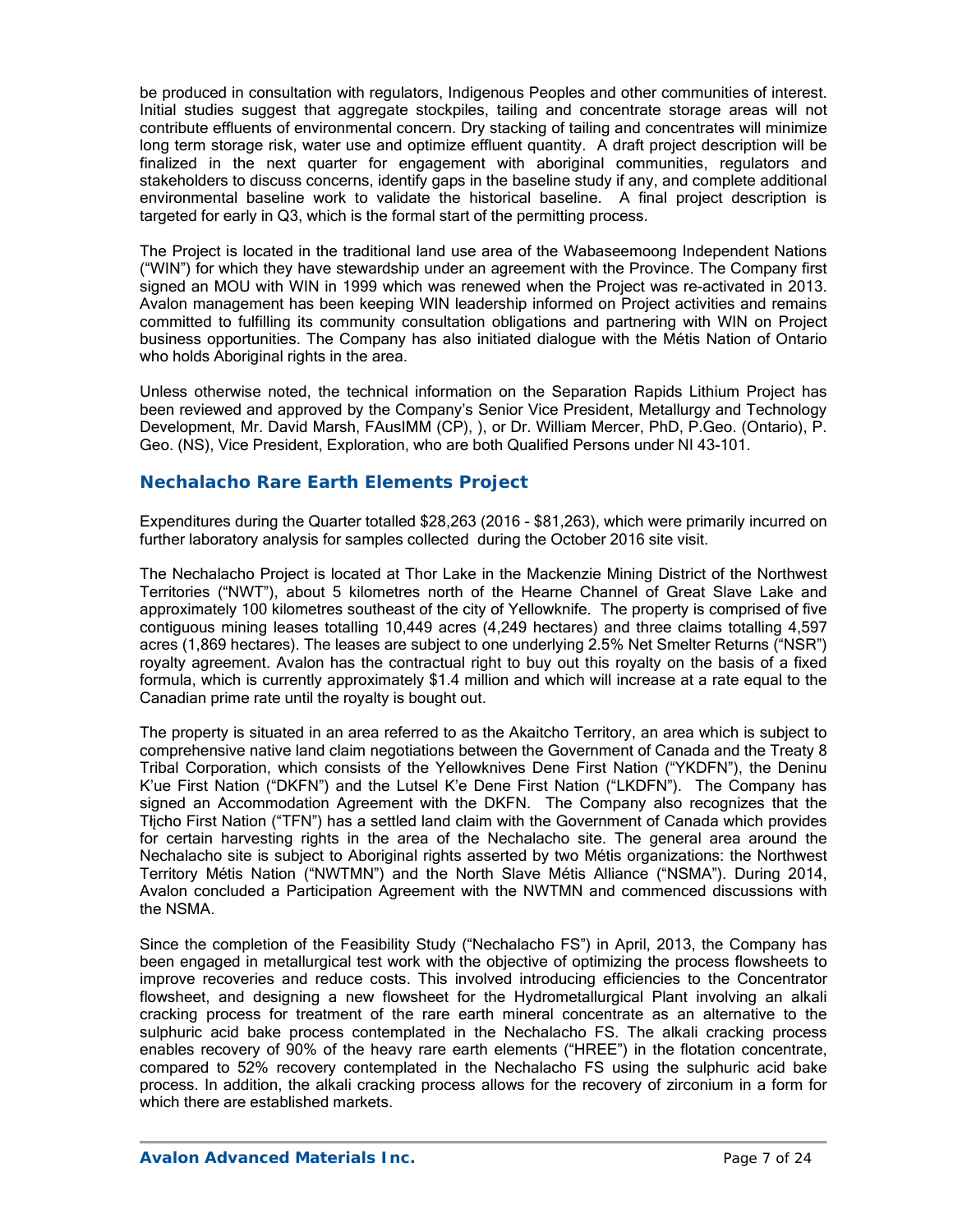be produced in consultation with regulators, Indigenous Peoples and other communities of interest. Initial studies suggest that aggregate stockpiles, tailing and concentrate storage areas will not contribute effluents of environmental concern. Dry stacking of tailing and concentrates will minimize long term storage risk, water use and optimize effluent quantity. A draft project description will be finalized in the next quarter for engagement with aboriginal communities, regulators and stakeholders to discuss concerns, identify gaps in the baseline study if any, and complete additional environmental baseline work to validate the historical baseline. A final project description is targeted for early in Q3, which is the formal start of the permitting process.

The Project is located in the traditional land use area of the Wabaseemoong Independent Nations ("WIN") for which they have stewardship under an agreement with the Province. The Company first signed an MOU with WIN in 1999 which was renewed when the Project was re-activated in 2013. Avalon management has been keeping WIN leadership informed on Project activities and remains committed to fulfilling its community consultation obligations and partnering with WIN on Project business opportunities. The Company has also initiated dialogue with the Métis Nation of Ontario who holds Aboriginal rights in the area.

Unless otherwise noted, the technical information on the Separation Rapids Lithium Project has been reviewed and approved by the Company's Senior Vice President, Metallurgy and Technology Development, Mr. David Marsh, FAusIMM (CP), ), or Dr. William Mercer, PhD, P.Geo. (Ontario), P. Geo. (NS), Vice President, Exploration, who are both Qualified Persons under NI 43-101.

## Nechalacho Rare Earth Elements Project

Expenditures during the Quarter totalled $28,263 (2016 - $81,263), which were primarily incurred on further laboratory analysis for samples collected during the October 2016 site visit.

The Nechalacho Project is located at Thor Lake in the Mackenzie Mining District of the Northwest Territories ("NWT"), about 5 kilometres north of the Hearne Channel of Great Slave Lake and approximately 100 kilometres southeast of the city of Yellowknife. The property is comprised of five contiguous mining leases totalling 10,449 acres (4,249 hectares) and three claims totalling 4,597 acres (1,869 hectares). The leases are subject to one underlying 2.5% Net Smelter Returns ("NSR") royalty agreement. Avalon has the contractual right to buy out this royalty on the basis of a fixed formula, which is currently approximately $1.4 million and which will increase at a rate equal to the Canadian prime rate until the royalty is bought out.

The property is situated in an area referred to as the Akaitcho Territory, an area which is subject to comprehensive native land claim negotiations between the Government of Canada and the Treaty 8 Tribal Corporation, which consists of the Yellowknives Dene First Nation ("YKDFN"), the Deninu K'ue First Nation ("DKFN") and the Lutsel K'e Dene First Nation ("LKDFN"). The Company has signed an Accommodation Agreement with the DKFN. The Company also recognizes that the Tłįcho First Nation ("TFN") has a settled land claim with the Government of Canada which provides for certain harvesting rights in the area of the Nechalacho site. The general area around the Nechalacho site is subject to Aboriginal rights asserted by two Métis organizations: the Northwest Territory Métis Nation ("NWTMN") and the North Slave Métis Alliance ("NSMA"). During 2014, Avalon concluded a Participation Agreement with the NWTMN and commenced discussions with the NSMA.

Since the completion of the Feasibility Study ("Nechalacho FS") in April, 2013, the Company has been engaged in metallurgical test work with the objective of optimizing the process flowsheets to improve recoveries and reduce costs. This involved introducing efficiencies to the Concentrator flowsheet, and designing a new flowsheet for the Hydrometallurgical Plant involving an alkali cracking process for treatment of the rare earth mineral concentrate as an alternative to the sulphuric acid bake process contemplated in the Nechalacho FS. The alkali cracking process enables recovery of 90% of the heavy rare earth elements ("HREE") in the flotation concentrate, compared to 52% recovery contemplated in the Nechalacho FS using the sulphuric acid bake process. In addition, the alkali cracking process allows for the recovery of zirconium in a form for which there are established markets.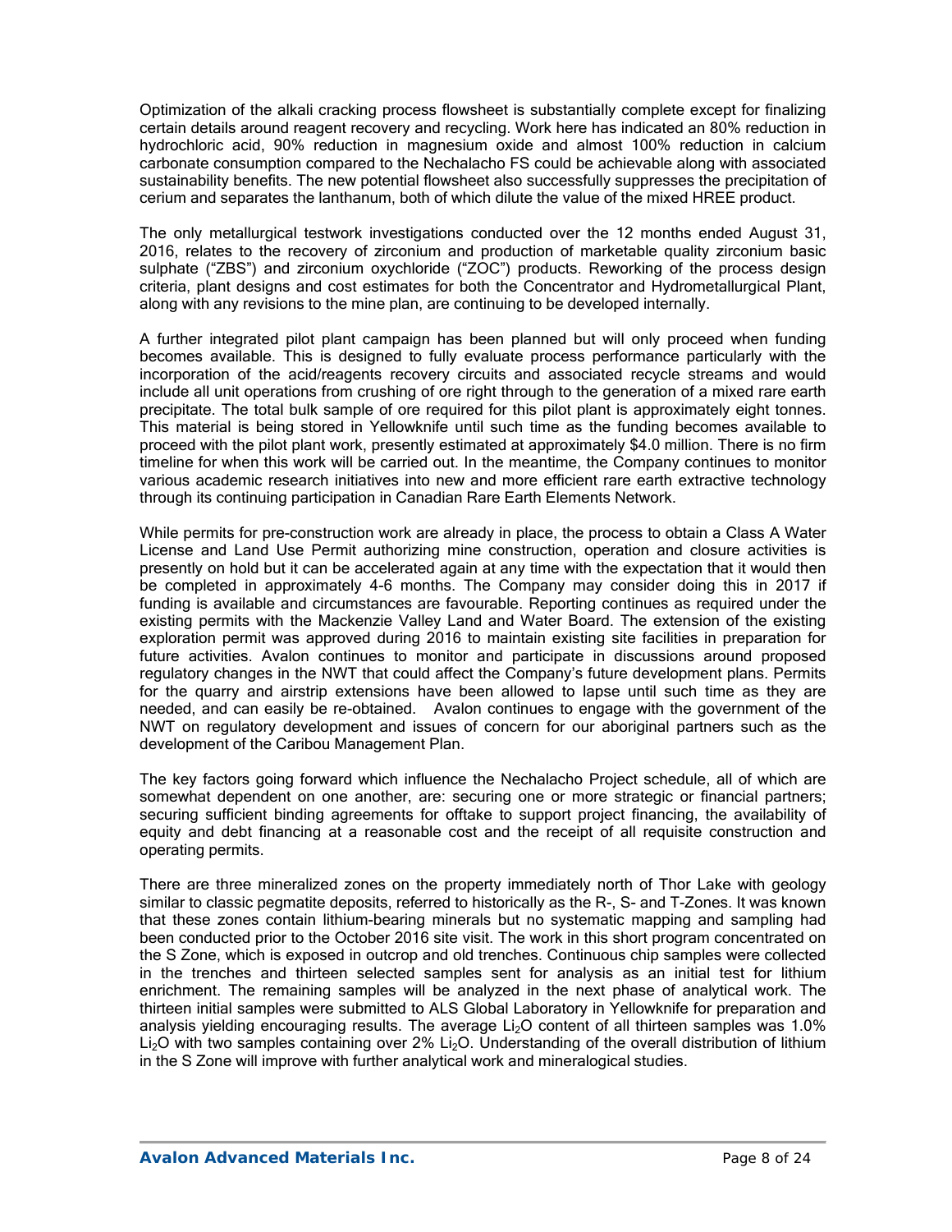Optimization of the alkali cracking process flowsheet is substantially complete except for finalizing certain details around reagent recovery and recycling. Work here has indicated an 80% reduction in hydrochloric acid, 90% reduction in magnesium oxide and almost 100% reduction in calcium carbonate consumption compared to the Nechalacho FS could be achievable along with associated sustainability benefits. The new potential flowsheet also successfully suppresses the precipitation of cerium and separates the lanthanum, both of which dilute the value of the mixed HREE product.

The only metallurgical testwork investigations conducted over the 12 months ended August 31, 2016, relates to the recovery of zirconium and production of marketable quality zirconium basic sulphate ("ZBS") and zirconium oxychloride ("ZOC") products. Reworking of the process design criteria, plant designs and cost estimates for both the Concentrator and Hydrometallurgical Plant, along with any revisions to the mine plan, are continuing to be developed internally.

A further integrated pilot plant campaign has been planned but will only proceed when funding becomes available. This is designed to fully evaluate process performance particularly with the incorporation of the acid/reagents recovery circuits and associated recycle streams and would include all unit operations from crushing of ore right through to the generation of a mixed rare earth precipitate. The total bulk sample of ore required for this pilot plant is approximately eight tonnes. This material is being stored in Yellowknife until such time as the funding becomes available to proceed with the pilot plant work, presently estimated at approximately $4.0 million. There is no firm timeline for when this work will be carried out. In the meantime, the Company continues to monitor various academic research initiatives into new and more efficient rare earth extractive technology through its continuing participation in Canadian Rare Earth Elements Network.

While permits for pre-construction work are already in place, the process to obtain a Class A Water License and Land Use Permit authorizing mine construction, operation and closure activities is presently on hold but it can be accelerated again at any time with the expectation that it would then be completed in approximately 4-6 months. The Company may consider doing this in 2017 if funding is available and circumstances are favourable. Reporting continues as required under the existing permits with the Mackenzie Valley Land and Water Board. The extension of the existing exploration permit was approved during 2016 to maintain existing site facilities in preparation for future activities. Avalon continues to monitor and participate in discussions around proposed regulatory changes in the NWT that could affect the Company's future development plans. Permits for the quarry and airstrip extensions have been allowed to lapse until such time as they are needed, and can easily be re-obtained. Avalon continues to engage with the government of the NWT on regulatory development and issues of concern for our aboriginal partners such as the development of the Caribou Management Plan.

The key factors going forward which influence the Nechalacho Project schedule, all of which are somewhat dependent on one another, are: securing one or more strategic or financial partners; securing sufficient binding agreements for offtake to support project financing, the availability of equity and debt financing at a reasonable cost and the receipt of all requisite construction and operating permits.

There are three mineralized zones on the property immediately north of Thor Lake with geology similar to classic pegmatite deposits, referred to historically as the R-, S- and T-Zones. It was known that these zones contain lithium-bearing minerals but no systematic mapping and sampling had been conducted prior to the October 2016 site visit. The work in this short program concentrated on the S Zone, which is exposed in outcrop and old trenches. Continuous chip samples were collected in the trenches and thirteen selected samples sent for analysis as an initial test for lithium enrichment. The remaining samples will be analyzed in the next phase of analytical work. The thirteen initial samples were submitted to ALS Global Laboratory in Yellowknife for preparation and analysis yielding encouraging results. The average $Li_2O$ content of all thirteen samples was 1.0% $Li_2O$ with two samples containing over 2% $Li_2O$. Understanding of the overall distribution of lithium in the S Zone will improve with further analytical work and mineralogical studies.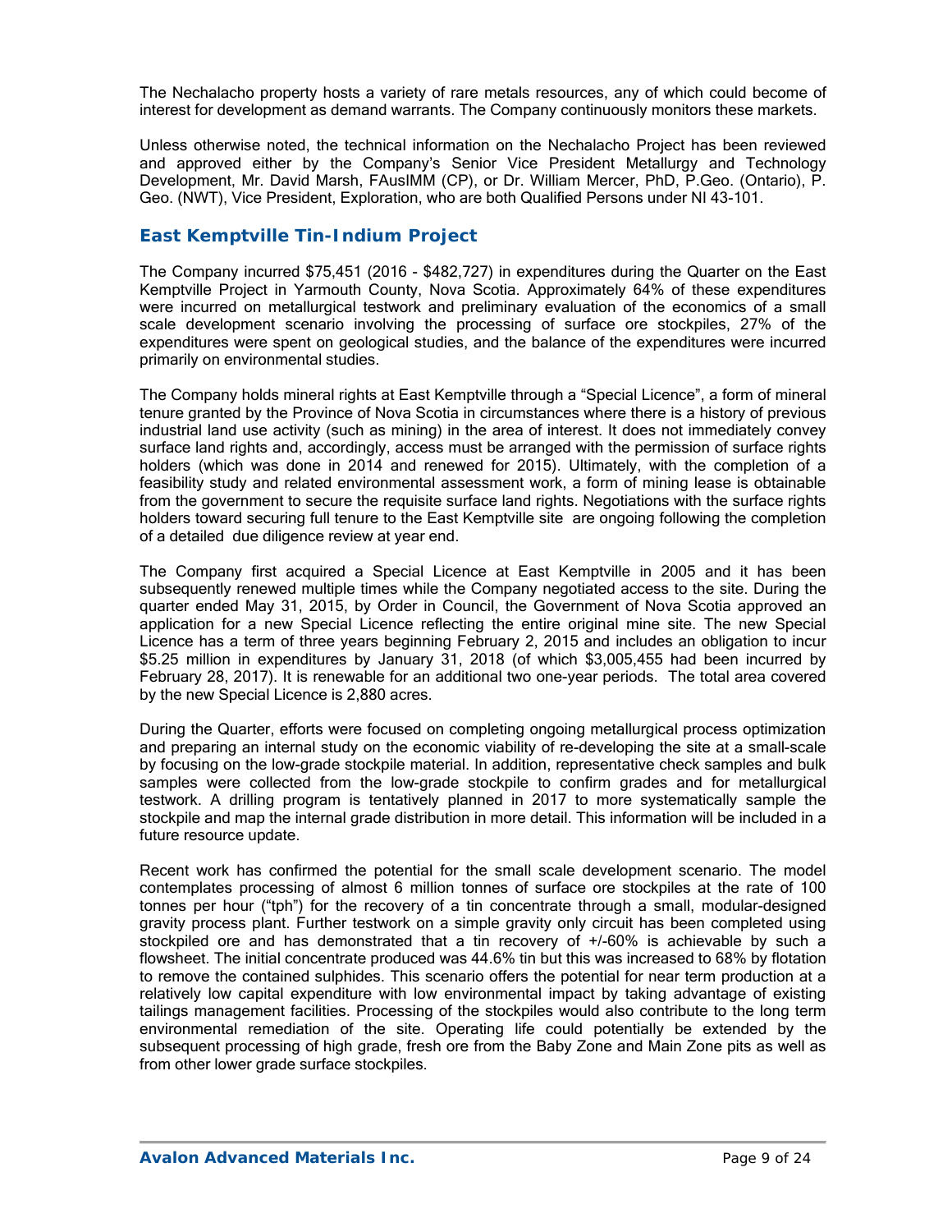The Nechalacho property hosts a variety of rare metals resources, any of which could become of interest for development as demand warrants. The Company continuously monitors these markets.

Unless otherwise noted, the technical information on the Nechalacho Project has been reviewed and approved either by the Company's Senior Vice President Metallurgy and Technology Development, Mr. David Marsh, FAusIMM (CP), or Dr. William Mercer, PhD, P.Geo. (Ontario), P. Geo. (NWT), Vice President, Exploration, who are both Qualified Persons under NI 43-101.

## East Kemptville Tin-Indium Project

The Company incurred $75,451 (2016 - $482,727) in expenditures during the Quarter on the East Kemptville Project in Yarmouth County, Nova Scotia. Approximately 64% of these expenditures were incurred on metallurgical testwork and preliminary evaluation of the economics of a small scale development scenario involving the processing of surface ore stockpiles, 27% of the expenditures were spent on geological studies, and the balance of the expenditures were incurred primarily on environmental studies.

The Company holds mineral rights at East Kemptville through a "Special Licence", a form of mineral tenure granted by the Province of Nova Scotia in circumstances where there is a history of previous industrial land use activity (such as mining) in the area of interest. It does not immediately convey surface land rights and, accordingly, access must be arranged with the permission of surface rights holders (which was done in 2014 and renewed for 2015). Ultimately, with the completion of a feasibility study and related environmental assessment work, a form of mining lease is obtainable from the government to secure the requisite surface land rights. Negotiations with the surface rights holders toward securing full tenure to the East Kemptville site are ongoing following the completion of a detailed due diligence review at year end.

The Company first acquired a Special Licence at East Kemptville in 2005 and it has been subsequently renewed multiple times while the Company negotiated access to the site. During the quarter ended May 31, 2015, by Order in Council, the Government of Nova Scotia approved an application for a new Special Licence reflecting the entire original mine site. The new Special Licence has a term of three years beginning February 2, 2015 and includes an obligation to incur $5.25 million in expenditures by January 31, 2018 (of which $3,005,455 had been incurred by February 28, 2017). It is renewable for an additional two one-year periods. The total area covered by the new Special Licence is 2,880 acres.

During the Quarter, efforts were focused on completing ongoing metallurgical process optimization and preparing an internal study on the economic viability of re-developing the site at a small-scale by focusing on the low-grade stockpile material. In addition, representative check samples and bulk samples were collected from the low-grade stockpile to confirm grades and for metallurgical testwork. A drilling program is tentatively planned in 2017 to more systematically sample the stockpile and map the internal grade distribution in more detail. This information will be included in a future resource update.

Recent work has confirmed the potential for the small scale development scenario. The model contemplates processing of almost 6 million tonnes of surface ore stockpiles at the rate of 100 tonnes per hour ("tph") for the recovery of a tin concentrate through a small, modular-designed gravity process plant. Further testwork on a simple gravity only circuit has been completed using stockpiled ore and has demonstrated that a tin recovery of +/-60% is achievable by such a flowsheet. The initial concentrate produced was 44.6% tin but this was increased to 68% by flotation to remove the contained sulphides. This scenario offers the potential for near term production at a relatively low capital expenditure with low environmental impact by taking advantage of existing tailings management facilities. Processing of the stockpiles would also contribute to the long term environmental remediation of the site. Operating life could potentially be extended by the subsequent processing of high grade, fresh ore from the Baby Zone and Main Zone pits as well as from other lower grade surface stockpiles.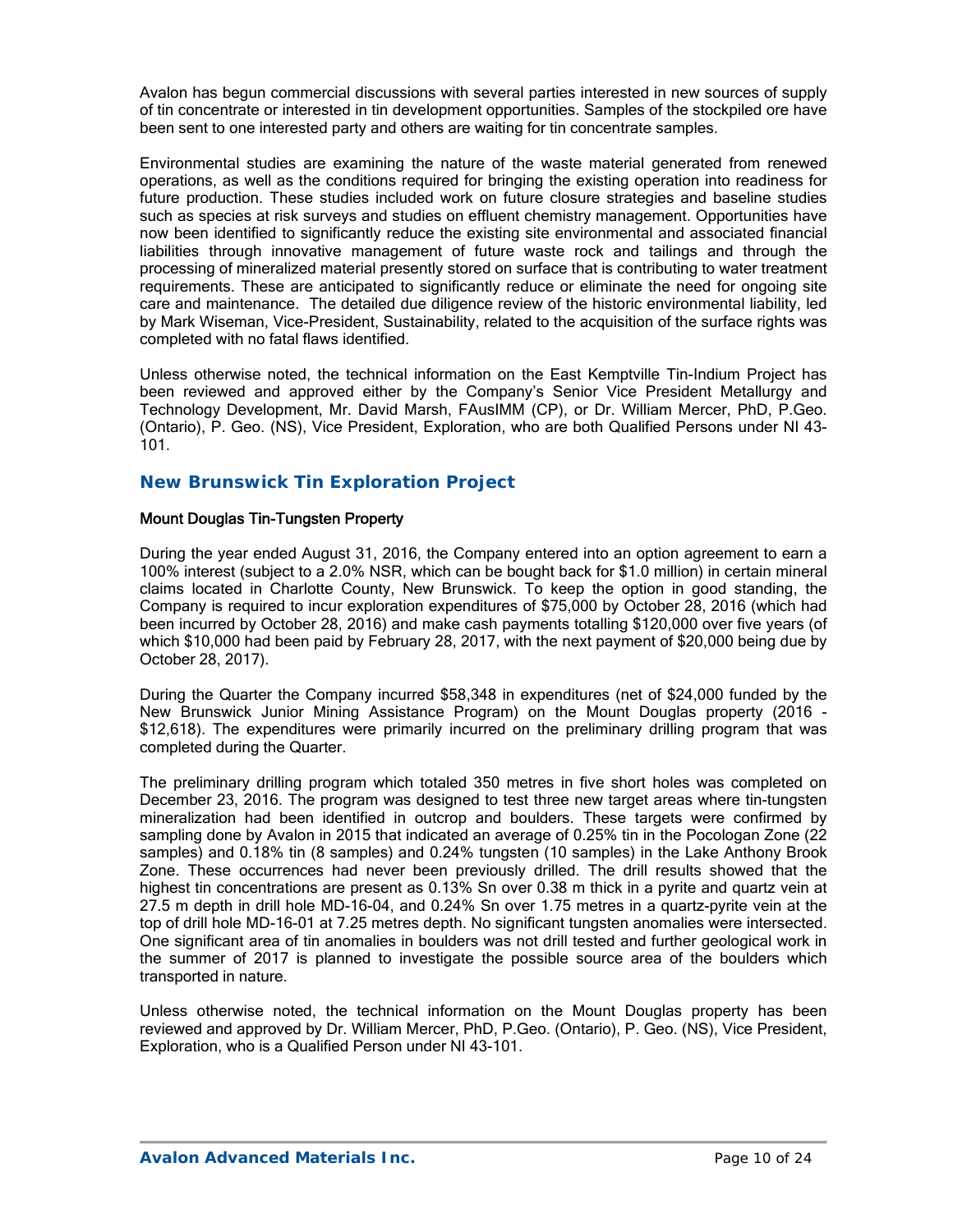Avalon has begun commercial discussions with several parties interested in new sources of supply of tin concentrate or interested in tin development opportunities. Samples of the stockpiled ore have been sent to one interested party and others are waiting for tin concentrate samples.

Environmental studies are examining the nature of the waste material generated from renewed operations, as well as the conditions required for bringing the existing operation into readiness for future production. These studies included work on future closure strategies and baseline studies such as species at risk surveys and studies on effluent chemistry management. Opportunities have now been identified to significantly reduce the existing site environmental and associated financial liabilities through innovative management of future waste rock and tailings and through the processing of mineralized material presently stored on surface that is contributing to water treatment requirements. These are anticipated to significantly reduce or eliminate the need for ongoing site care and maintenance. The detailed due diligence review of the historic environmental liability, led by Mark Wiseman, Vice-President, Sustainability, related to the acquisition of the surface rights was completed with no fatal flaws identified.

Unless otherwise noted, the technical information on the East Kemptville Tin-Indium Project has been reviewed and approved either by the Company's Senior Vice President Metallurgy and Technology Development, Mr. David Marsh, FAusIMM (CP), or Dr. William Mercer, PhD, P.Geo. (Ontario), P. Geo. (NS), Vice President, Exploration, who are both Qualified Persons under NI 43-101.

## New Brunswick Tin Exploration Project

### Mount Douglas Tin-Tungsten Property

During the year ended August 31, 2016, the Company entered into an option agreement to earn a 100% interest (subject to a 2.0% NSR, which can be bought back for $1.0 million) in certain mineral claims located in Charlotte County, New Brunswick. To keep the option in good standing, the Company is required to incur exploration expenditures of $75,000 by October 28, 2016 (which had been incurred by October 28, 2016) and make cash payments totalling $120,000 over five years (of which $10,000 had been paid by February 28, 2017, with the next payment of $20,000 being due by October 28, 2017).

During the Quarter the Company incurred $58,348 in expenditures (net of $24,000 funded by the New Brunswick Junior Mining Assistance Program) on the Mount Douglas property (2016 - $12,618). The expenditures were primarily incurred on the preliminary drilling program that was completed during the Quarter.

The preliminary drilling program which totaled 350 metres in five short holes was completed on December 23, 2016. The program was designed to test three new target areas where tin-tungsten mineralization had been identified in outcrop and boulders. These targets were confirmed by sampling done by Avalon in 2015 that indicated an average of 0.25% tin in the Pocologan Zone (22 samples) and 0.18% tin (8 samples) and 0.24% tungsten (10 samples) in the Lake Anthony Brook Zone. These occurrences had never been previously drilled. The drill results showed that the highest tin concentrations are present as 0.13% Sn over 0.38 m thick in a pyrite and quartz vein at 27.5 m depth in drill hole MD-16-04, and 0.24% Sn over 1.75 metres in a quartz-pyrite vein at the top of drill hole MD-16-01 at 7.25 metres depth. No significant tungsten anomalies were intersected. One significant area of tin anomalies in boulders was not drill tested and further geological work in the summer of 2017 is planned to investigate the possible source area of the boulders which transported in nature.

Unless otherwise noted, the technical information on the Mount Douglas property has been reviewed and approved by Dr. William Mercer, PhD, P.Geo. (Ontario), P. Geo. (NS), Vice President, Exploration, who is a Qualified Person under NI 43-101.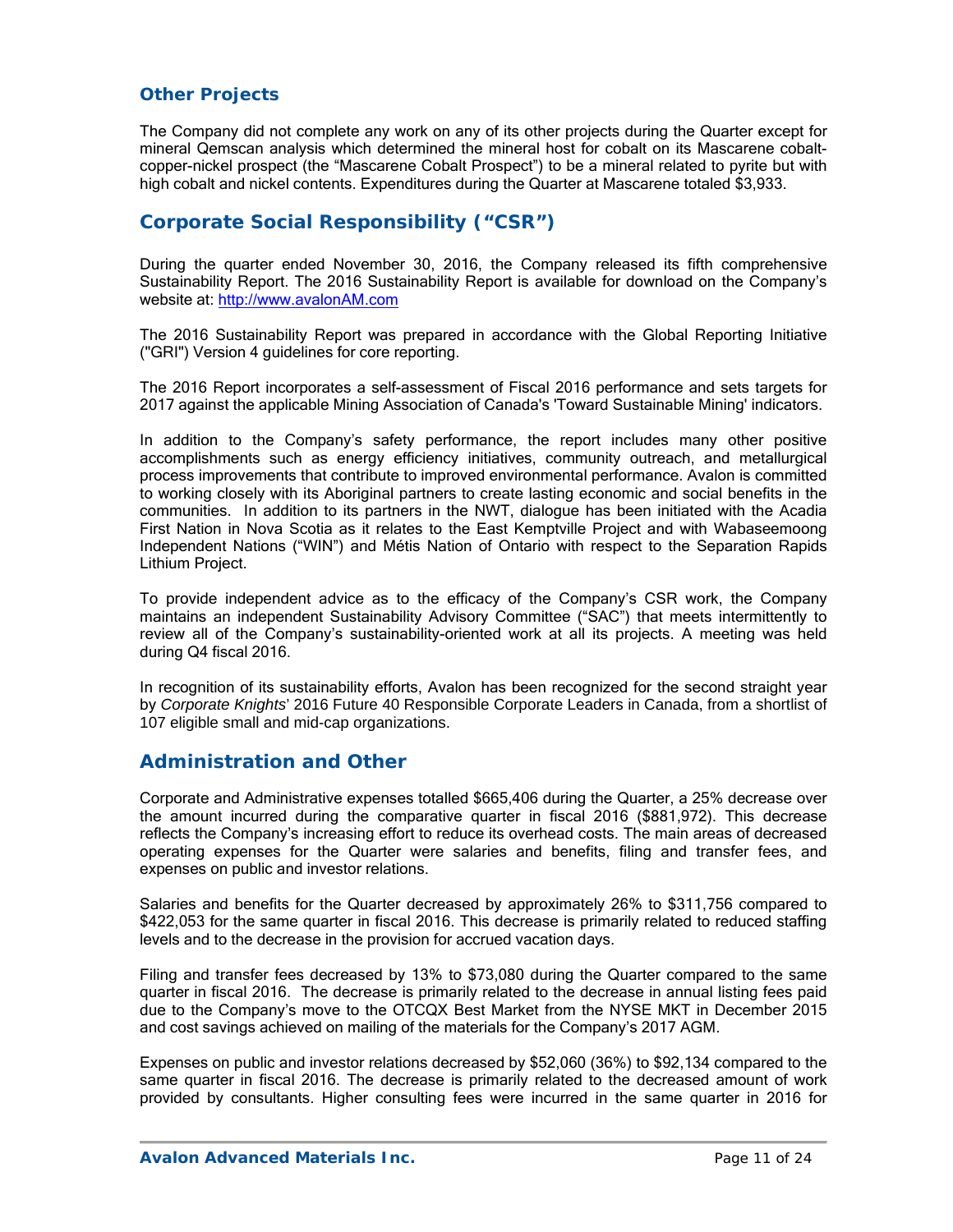## Other Projects

The Company did not complete any work on any of its other projects during the Quarter except for mineral Qemscan analysis which determined the mineral host for cobalt on its Mascarene cobalt-copper-nickel prospect (the "Mascarene Cobalt Prospect") to be a mineral related to pyrite but with high cobalt and nickel contents. Expenditures during the Quarter at Mascarene totaled $3,933.

## Corporate Social Responsibility ("CSR")

During the quarter ended November 30, 2016, the Company released its fifth comprehensive Sustainability Report. The 2016 Sustainability Report is available for download on the Company's website at: [http://www.avalonAM.com](http://www.avalonAM.com)

The 2016 Sustainability Report was prepared in accordance with the Global Reporting Initiative ("GRI") Version 4 guidelines for core reporting.

The 2016 Report incorporates a self-assessment of Fiscal 2016 performance and sets targets for 2017 against the applicable Mining Association of Canada's 'Toward Sustainable Mining' indicators.

In addition to the Company's safety performance, the report includes many other positive accomplishments such as energy efficiency initiatives, community outreach, and metallurgical process improvements that contribute to improved environmental performance. Avalon is committed to working closely with its Aboriginal partners to create lasting economic and social benefits in the communities. In addition to its partners in the NWT, dialogue has been initiated with the Acadia First Nation in Nova Scotia as it relates to the East Kemptville Project and with Wabaseemoong Independent Nations ("WIN") and Métis Nation of Ontario with respect to the Separation Rapids Lithium Project.

To provide independent advice as to the efficacy of the Company's CSR work, the Company maintains an independent Sustainability Advisory Committee ("SAC") that meets intermittently to review all of the Company's sustainability-oriented work at all its projects. A meeting was held during Q4 fiscal 2016.

In recognition of its sustainability efforts, Avalon has been recognized for the second straight year by *Corporate Knights*' 2016 Future 40 Responsible Corporate Leaders in Canada, from a shortlist of 107 eligible small and mid-cap organizations.

## Administration and Other

Corporate and Administrative expenses totalled $665,406 during the Quarter, a 25% decrease over the amount incurred during the comparative quarter in fiscal 2016 ($881,972). This decrease reflects the Company's increasing effort to reduce its overhead costs. The main areas of decreased operating expenses for the Quarter were salaries and benefits, filing and transfer fees, and expenses on public and investor relations.

Salaries and benefits for the Quarter decreased by approximately 26% to $311,756 compared to $422,053 for the same quarter in fiscal 2016. This decrease is primarily related to reduced staffing levels and to the decrease in the provision for accrued vacation days.

Filing and transfer fees decreased by 13% to $73,080 during the Quarter compared to the same quarter in fiscal 2016. The decrease is primarily related to the decrease in annual listing fees paid due to the Company's move to the OTCQX Best Market from the NYSE MKT in December 2015 and cost savings achieved on mailing of the materials for the Company's 2017 AGM.

Expenses on public and investor relations decreased by $52,060 (36%) to $92,134 compared to the same quarter in fiscal 2016. The decrease is primarily related to the decreased amount of work provided by consultants. Higher consulting fees were incurred in the same quarter in 2016 for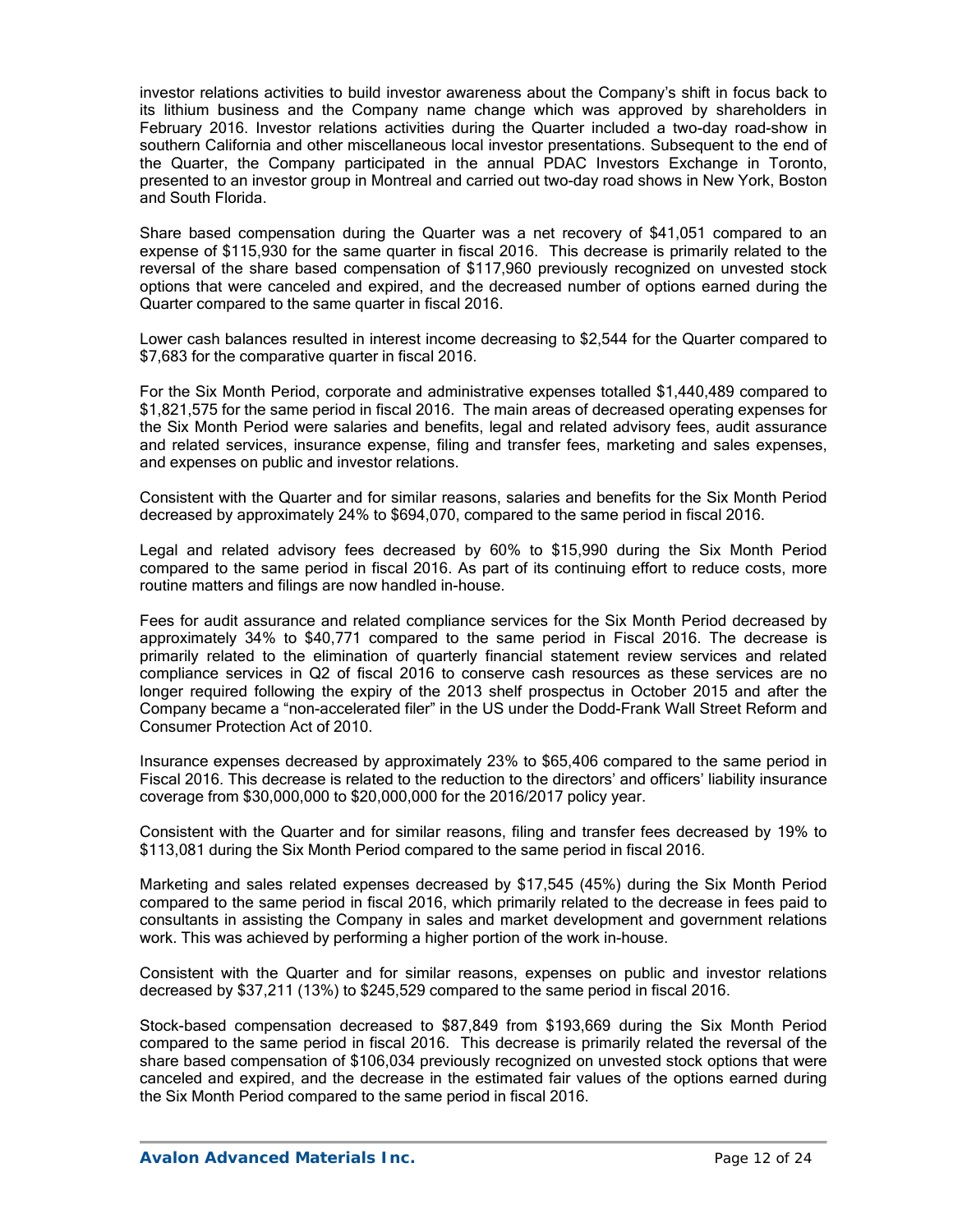investor relations activities to build investor awareness about the Company's shift in focus back to its lithium business and the Company name change which was approved by shareholders in February 2016. Investor relations activities during the Quarter included a two-day road-show in southern California and other miscellaneous local investor presentations. Subsequent to the end of the Quarter, the Company participated in the annual PDAC Investors Exchange in Toronto, presented to an investor group in Montreal and carried out two-day road shows in New York, Boston and South Florida.

Share based compensation during the Quarter was a net recovery of $41,051 compared to an expense of $115,930 for the same quarter in fiscal 2016. This decrease is primarily related to the reversal of the share based compensation of $117,960 previously recognized on unvested stock options that were canceled and expired, and the decreased number of options earned during the Quarter compared to the same quarter in fiscal 2016.

Lower cash balances resulted in interest income decreasing to $2,544 for the Quarter compared to $7,683 for the comparative quarter in fiscal 2016.

For the Six Month Period, corporate and administrative expenses totalled $1,440,489 compared to $1,821,575 for the same period in fiscal 2016. The main areas of decreased operating expenses for the Six Month Period were salaries and benefits, legal and related advisory fees, audit assurance and related services, insurance expense, filing and transfer fees, marketing and sales expenses, and expenses on public and investor relations.

Consistent with the Quarter and for similar reasons, salaries and benefits for the Six Month Period decreased by approximately 24% to $694,070, compared to the same period in fiscal 2016.

Legal and related advisory fees decreased by 60% to $15,990 during the Six Month Period compared to the same period in fiscal 2016. As part of its continuing effort to reduce costs, more routine matters and filings are now handled in-house.

Fees for audit assurance and related compliance services for the Six Month Period decreased by approximately 34% to $40,771 compared to the same period in Fiscal 2016. The decrease is primarily related to the elimination of quarterly financial statement review services and related compliance services in Q2 of fiscal 2016 to conserve cash resources as these services are no longer required following the expiry of the 2013 shelf prospectus in October 2015 and after the Company became a "non-accelerated filer" in the US under the Dodd-Frank Wall Street Reform and Consumer Protection Act of 2010.

Insurance expenses decreased by approximately 23% to $65,406 compared to the same period in Fiscal 2016. This decrease is related to the reduction to the directors' and officers' liability insurance coverage from $30,000,000 to $20,000,000 for the 2016/2017 policy year.

Consistent with the Quarter and for similar reasons, filing and transfer fees decreased by 19% to $113,081 during the Six Month Period compared to the same period in fiscal 2016.

Marketing and sales related expenses decreased by $17,545 (45%) during the Six Month Period compared to the same period in fiscal 2016, which primarily related to the decrease in fees paid to consultants in assisting the Company in sales and market development and government relations work. This was achieved by performing a higher portion of the work in-house.

Consistent with the Quarter and for similar reasons, expenses on public and investor relations decreased by $37,211 (13%) to $245,529 compared to the same period in fiscal 2016.

Stock-based compensation decreased to $87,849 from $193,669 during the Six Month Period compared to the same period in fiscal 2016. This decrease is primarily related the reversal of the share based compensation of $106,034 previously recognized on unvested stock options that were canceled and expired, and the decrease in the estimated fair values of the options earned during the Six Month Period compared to the same period in fiscal 2016.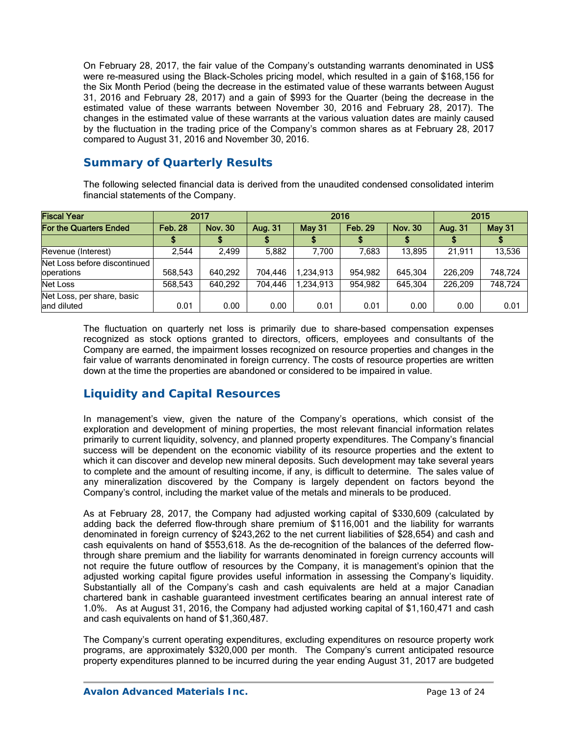On February 28, 2017, the fair value of the Company's outstanding warrants denominated in US$ were re-measured using the Black-Scholes pricing model, which resulted in a gain of $168,156 for the Six Month Period (being the decrease in the estimated value of these warrants between August 31, 2016 and February 28, 2017) and a gain of $993 for the Quarter (being the decrease in the estimated value of these warrants between November 30, 2016 and February 28, 2017). The changes in the estimated value of these warrants at the various valuation dates are mainly caused by the fluctuation in the trading price of the Company's common shares as at February 28, 2017 compared to August 31, 2016 and November 30, 2016.

## Summary of Quarterly Results

The following selected financial data is derived from the unaudited condensed consolidated interim financial statements of the Company.

| Fiscal Year | 2017 | | 2016 | | | | 2015 | |
|---|---|---|---|---|---|---|---|---|
| For the Quarters Ended | Feb. 28 | Nov. 30 | Aug. 31 | May 31 | Feb. 29 | Nov. 30 | Aug. 31 | May 31 |
| | $ | $ | $ | $ | $ | $ | $ | $ |
| Revenue (Interest) | 2,544 | 2,499 | 5,882 | 7,700 | 7,683 | 13,895 | 21,911 | 13,536 |
| Net Loss before discontinued operations | 568,543 | 640,292 | 704,446 | 1,234,913 | 954,982 | 645,304 | 226,209 | 748,724 |
| Net Loss | 568,543 | 640,292 | 704,446 | 1,234,913 | 954,982 | 645,304 | 226,209 | 748,724 |
| Net Loss, per share, basic and diluted | 0.01 | 0.00 | 0.00 | 0.01 | 0.01 | 0.00 | 0.00 | 0.01 |

The fluctuation on quarterly net loss is primarily due to share-based compensation expenses recognized as stock options granted to directors, officers, employees and consultants of the Company are earned, the impairment losses recognized on resource properties and changes in the fair value of warrants denominated in foreign currency. The costs of resource properties are written down at the time the properties are abandoned or considered to be impaired in value.

## Liquidity and Capital Resources

In management's view, given the nature of the Company's operations, which consist of the exploration and development of mining properties, the most relevant financial information relates primarily to current liquidity, solvency, and planned property expenditures. The Company's financial success will be dependent on the economic viability of its resource properties and the extent to which it can discover and develop new mineral deposits. Such development may take several years to complete and the amount of resulting income, if any, is difficult to determine. The sales value of any mineralization discovered by the Company is largely dependent on factors beyond the Company's control, including the market value of the metals and minerals to be produced.

As at February 28, 2017, the Company had adjusted working capital of $330,609 (calculated by adding back the deferred flow-through share premium of $116,001 and the liability for warrants denominated in foreign currency of $243,262 to the net current liabilities of $28,654) and cash and cash equivalents on hand of $553,618. As the de-recognition of the balances of the deferred flow-through share premium and the liability for warrants denominated in foreign currency accounts will not require the future outflow of resources by the Company, it is management's opinion that the adjusted working capital figure provides useful information in assessing the Company's liquidity. Substantially all of the Company's cash and cash equivalents are held at a major Canadian chartered bank in cashable guaranteed investment certificates bearing an annual interest rate of 1.0%. As at August 31, 2016, the Company had adjusted working capital of $1,160,471 and cash and cash equivalents on hand of $1,360,487.

The Company's current operating expenditures, excluding expenditures on resource property work programs, are approximately $320,000 per month. The Company's current anticipated resource property expenditures planned to be incurred during the year ending August 31, 2017 are budgeted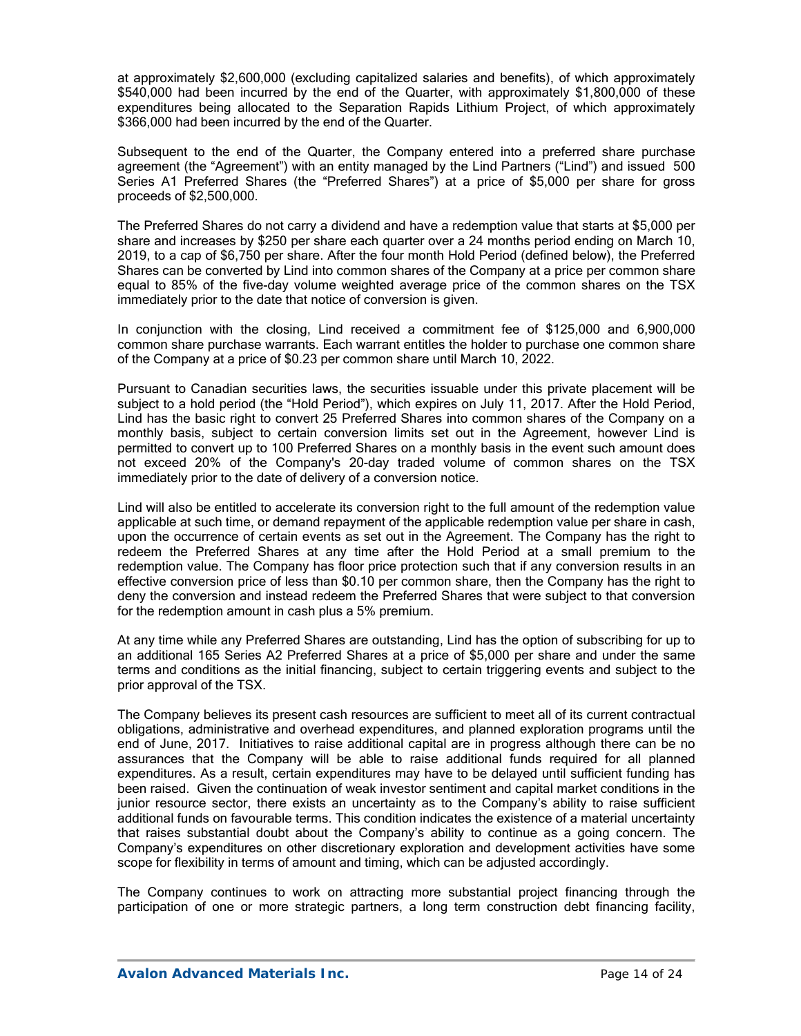at approximately $2,600,000 (excluding capitalized salaries and benefits), of which approximately $540,000 had been incurred by the end of the Quarter, with approximately $1,800,000 of these expenditures being allocated to the Separation Rapids Lithium Project, of which approximately $366,000 had been incurred by the end of the Quarter.

Subsequent to the end of the Quarter, the Company entered into a preferred share purchase agreement (the "Agreement") with an entity managed by the Lind Partners ("Lind") and issued 500 Series A1 Preferred Shares (the "Preferred Shares") at a price of $5,000 per share for gross proceeds of $2,500,000.

The Preferred Shares do not carry a dividend and have a redemption value that starts at $5,000 per share and increases by $250 per share each quarter over a 24 months period ending on March 10, 2019, to a cap of $6,750 per share. After the four month Hold Period (defined below), the Preferred Shares can be converted by Lind into common shares of the Company at a price per common share equal to 85% of the five-day volume weighted average price of the common shares on the TSX immediately prior to the date that notice of conversion is given.

In conjunction with the closing, Lind received a commitment fee of $125,000 and 6,900,000 common share purchase warrants. Each warrant entitles the holder to purchase one common share of the Company at a price of $0.23 per common share until March 10, 2022.

Pursuant to Canadian securities laws, the securities issuable under this private placement will be subject to a hold period (the "Hold Period"), which expires on July 11, 2017. After the Hold Period, Lind has the basic right to convert 25 Preferred Shares into common shares of the Company on a monthly basis, subject to certain conversion limits set out in the Agreement, however Lind is permitted to convert up to 100 Preferred Shares on a monthly basis in the event such amount does not exceed 20% of the Company's 20-day traded volume of common shares on the TSX immediately prior to the date of delivery of a conversion notice.

Lind will also be entitled to accelerate its conversion right to the full amount of the redemption value applicable at such time, or demand repayment of the applicable redemption value per share in cash, upon the occurrence of certain events as set out in the Agreement. The Company has the right to redeem the Preferred Shares at any time after the Hold Period at a small premium to the redemption value. The Company has floor price protection such that if any conversion results in an effective conversion price of less than $0.10 per common share, then the Company has the right to deny the conversion and instead redeem the Preferred Shares that were subject to that conversion for the redemption amount in cash plus a 5% premium.

At any time while any Preferred Shares are outstanding, Lind has the option of subscribing for up to an additional 165 Series A2 Preferred Shares at a price of $5,000 per share and under the same terms and conditions as the initial financing, subject to certain triggering events and subject to the prior approval of the TSX.

The Company believes its present cash resources are sufficient to meet all of its current contractual obligations, administrative and overhead expenditures, and planned exploration programs until the end of June, 2017. Initiatives to raise additional capital are in progress although there can be no assurances that the Company will be able to raise additional funds required for all planned expenditures. As a result, certain expenditures may have to be delayed until sufficient funding has been raised. Given the continuation of weak investor sentiment and capital market conditions in the junior resource sector, there exists an uncertainty as to the Company's ability to raise sufficient additional funds on favourable terms. This condition indicates the existence of a material uncertainty that raises substantial doubt about the Company's ability to continue as a going concern. The Company's expenditures on other discretionary exploration and development activities have some scope for flexibility in terms of amount and timing, which can be adjusted accordingly.

The Company continues to work on attracting more substantial project financing through the participation of one or more strategic partners, a long term construction debt financing facility,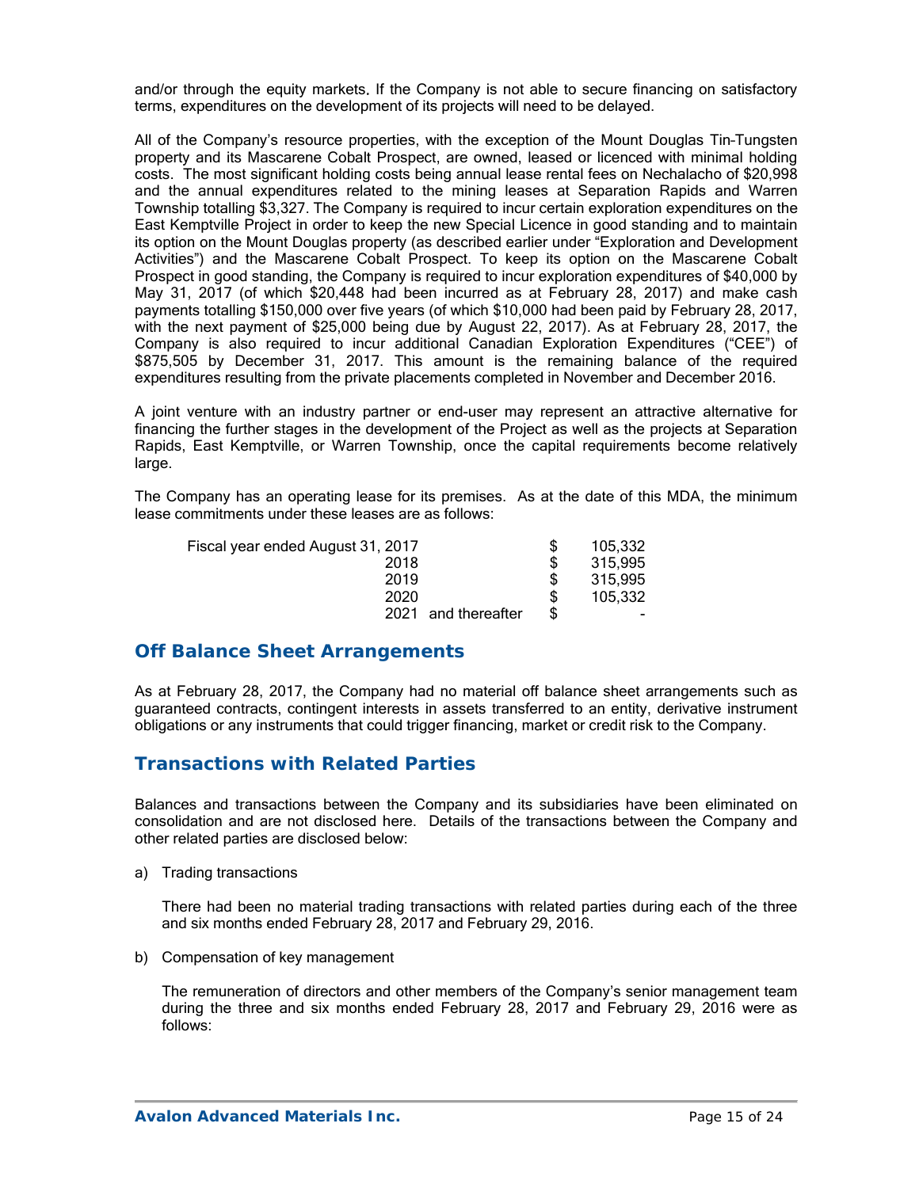and/or through the equity markets. If the Company is not able to secure financing on satisfactory terms, expenditures on the development of its projects will need to be delayed.

All of the Company's resource properties, with the exception of the Mount Douglas Tin-Tungsten property and its Mascarene Cobalt Prospect, are owned, leased or licenced with minimal holding costs. The most significant holding costs being annual lease rental fees on Nechalacho of $20,998 and the annual expenditures related to the mining leases at Separation Rapids and Warren Township totalling $3,327. The Company is required to incur certain exploration expenditures on the East Kemptville Project in order to keep the new Special Licence in good standing and to maintain its option on the Mount Douglas property (as described earlier under "Exploration and Development Activities") and the Mascarene Cobalt Prospect. To keep its option on the Mascarene Cobalt Prospect in good standing, the Company is required to incur exploration expenditures of $40,000 by May 31, 2017 (of which $20,448 had been incurred as at February 28, 2017) and make cash payments totalling $150,000 over five years (of which $10,000 had been paid by February 28, 2017, with the next payment of $25,000 being due by August 22, 2017). As at February 28, 2017, the Company is also required to incur additional Canadian Exploration Expenditures ("CEE") of $875,505 by December 31, 2017. This amount is the remaining balance of the required expenditures resulting from the private placements completed in November and December 2016.

A joint venture with an industry partner or end-user may represent an attractive alternative for financing the further stages in the development of the Project as well as the projects at Separation Rapids, East Kemptville, or Warren Township, once the capital requirements become relatively large.

The Company has an operating lease for its premises. As at the date of this MDA, the minimum lease commitments under these leases are as follows:

| | | |
|---|---|---|
| Fiscal year ended August 31, 2017 | $ | 105,332 |
| 2018 | $ | 315,995 |
| 2019 | $ | 315,995 |
| 2020 | $ | 105,332 |
| 2021 and thereafter | $ | - |

## Off Balance Sheet Arrangements

As at February 28, 2017, the Company had no material off balance sheet arrangements such as guaranteed contracts, contingent interests in assets transferred to an entity, derivative instrument obligations or any instruments that could trigger financing, market or credit risk to the Company.

## Transactions with Related Parties

Balances and transactions between the Company and its subsidiaries have been eliminated on consolidation and are not disclosed here. Details of the transactions between the Company and other related parties are disclosed below:

a) Trading transactions

There had been no material trading transactions with related parties during each of the three and six months ended February 28, 2017 and February 29, 2016.

b) Compensation of key management

The remuneration of directors and other members of the Company's senior management team during the three and six months ended February 28, 2017 and February 29, 2016 were as follows: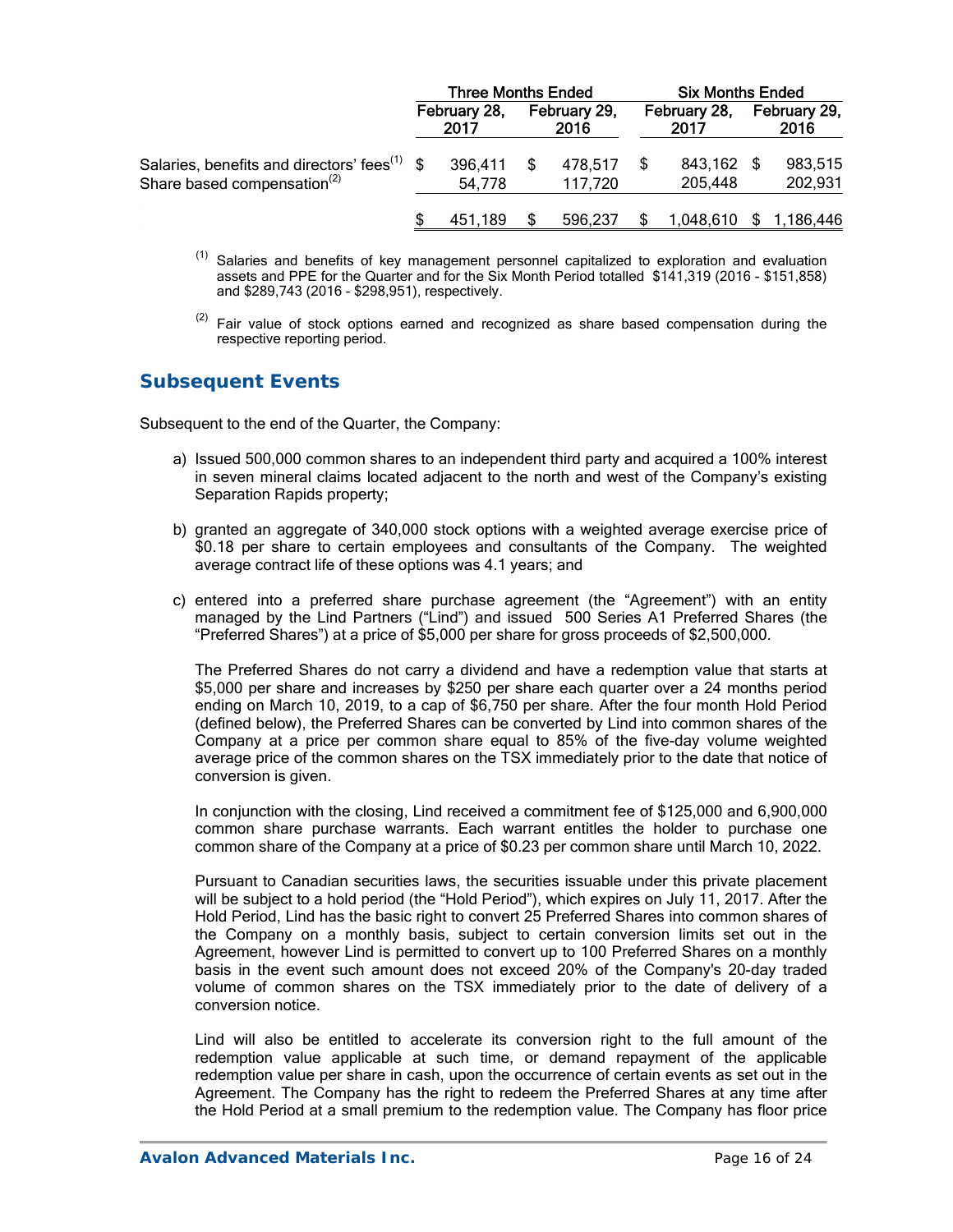| | Three Months Ended | | Six Months Ended | |
|---|---|---|---|---|
| | February 28, 2017 | February 29, 2016 | February 28, 2017 | February 29, 2016 |
| Salaries, benefits and directors' fees[1] | $ 396,411 | $ 478,517 | $ 843,162 | $ 983,515 |
| Share based compensation[2] | 54,778 | 117,720 | 205,448 | 202,931 |
| | $ 451,189 | $ 596,237 | $ 1,048,610 | $ 1,186,446 |

[1] Salaries and benefits of key management personnel capitalized to exploration and evaluation assets and PPE for the Quarter and for the Six Month Period totalled $141,319 (2016 - $151,858) and $289,743 (2016 - $298,951), respectively.

[2] Fair value of stock options earned and recognized as share based compensation during the respective reporting period.

## Subsequent Events

Subsequent to the end of the Quarter, the Company:

a) Issued 500,000 common shares to an independent third party and acquired a 100% interest in seven mineral claims located adjacent to the north and west of the Company's existing Separation Rapids property;

b) granted an aggregate of 340,000 stock options with a weighted average exercise price of $0.18 per share to certain employees and consultants of the Company. The weighted average contract life of these options was 4.1 years; and

c) entered into a preferred share purchase agreement (the "Agreement") with an entity managed by the Lind Partners ("Lind") and issued 500 Series A1 Preferred Shares (the "Preferred Shares") at a price of $5,000 per share for gross proceeds of $2,500,000.

   The Preferred Shares do not carry a dividend and have a redemption value that starts at $5,000 per share and increases by $250 per share each quarter over a 24 months period ending on March 10, 2019, to a cap of $6,750 per share. After the four month Hold Period (defined below), the Preferred Shares can be converted by Lind into common shares of the Company at a price per common share equal to 85% of the five-day volume weighted average price of the common shares on the TSX immediately prior to the date that notice of conversion is given.

   In conjunction with the closing, Lind received a commitment fee of $125,000 and 6,900,000 common share purchase warrants. Each warrant entitles the holder to purchase one common share of the Company at a price of $0.23 per common share until March 10, 2022.

   Pursuant to Canadian securities laws, the securities issuable under this private placement will be subject to a hold period (the "Hold Period"), which expires on July 11, 2017. After the Hold Period, Lind has the basic right to convert 25 Preferred Shares into common shares of the Company on a monthly basis, subject to certain conversion limits set out in the Agreement, however Lind is permitted to convert up to 100 Preferred Shares on a monthly basis in the event such amount does not exceed 20% of the Company's 20-day traded volume of common shares on the TSX immediately prior to the date of delivery of a conversion notice.

   Lind will also be entitled to accelerate its conversion right to the full amount of the redemption value applicable at such time, or demand repayment of the applicable redemption value per share in cash, upon the occurrence of certain events as set out in the Agreement. The Company has the right to redeem the Preferred Shares at any time after the Hold Period at a small premium to the redemption value. The Company has floor price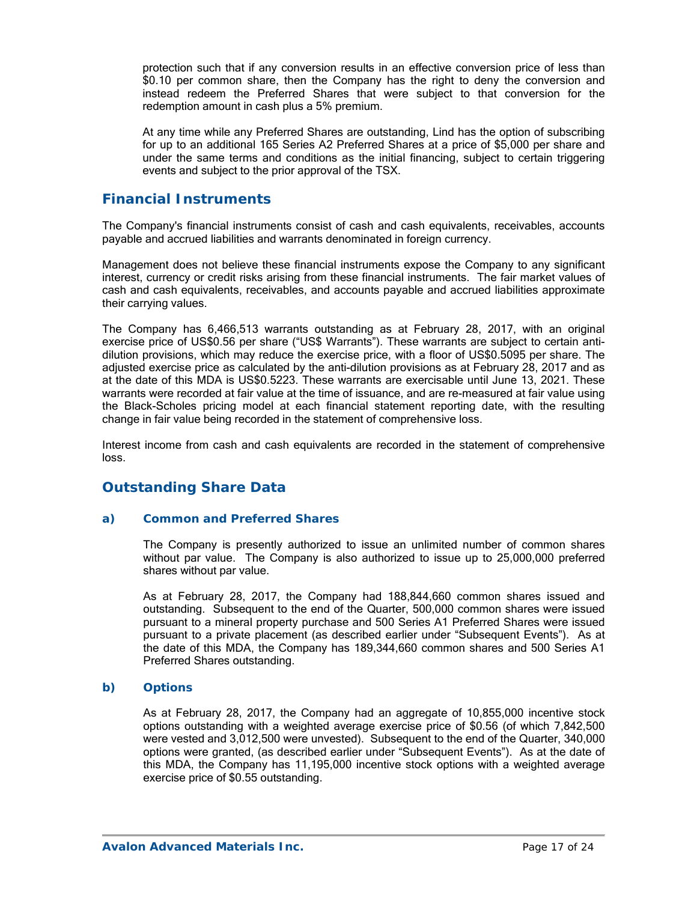protection such that if any conversion results in an effective conversion price of less than $0.10 per common share, then the Company has the right to deny the conversion and instead redeem the Preferred Shares that were subject to that conversion for the redemption amount in cash plus a 5% premium.

At any time while any Preferred Shares are outstanding, Lind has the option of subscribing for up to an additional 165 Series A2 Preferred Shares at a price of $5,000 per share and under the same terms and conditions as the initial financing, subject to certain triggering events and subject to the prior approval of the TSX.

## Financial Instruments

The Company's financial instruments consist of cash and cash equivalents, receivables, accounts payable and accrued liabilities and warrants denominated in foreign currency.

Management does not believe these financial instruments expose the Company to any significant interest, currency or credit risks arising from these financial instruments. The fair market values of cash and cash equivalents, receivables, and accounts payable and accrued liabilities approximate their carrying values.

The Company has 6,466,513 warrants outstanding as at February 28, 2017, with an original exercise price of US$0.56 per share ("US$ Warrants"). These warrants are subject to certain anti-dilution provisions, which may reduce the exercise price, with a floor of US$0.5095 per share. The adjusted exercise price as calculated by the anti-dilution provisions as at February 28, 2017 and as at the date of this MDA is US$0.5223. These warrants are exercisable until June 13, 2021. These warrants were recorded at fair value at the time of issuance, and are re-measured at fair value using the Black-Scholes pricing model at each financial statement reporting date, with the resulting change in fair value being recorded in the statement of comprehensive loss.

Interest income from cash and cash equivalents are recorded in the statement of comprehensive loss.

## Outstanding Share Data

### a) Common and Preferred Shares

The Company is presently authorized to issue an unlimited number of common shares without par value. The Company is also authorized to issue up to 25,000,000 preferred shares without par value.

As at February 28, 2017, the Company had 188,844,660 common shares issued and outstanding. Subsequent to the end of the Quarter, 500,000 common shares were issued pursuant to a mineral property purchase and 500 Series A1 Preferred Shares were issued pursuant to a private placement (as described earlier under "Subsequent Events"). As at the date of this MDA, the Company has 189,344,660 common shares and 500 Series A1 Preferred Shares outstanding.

### b) Options

As at February 28, 2017, the Company had an aggregate of 10,855,000 incentive stock options outstanding with a weighted average exercise price of $0.56 (of which 7,842,500 were vested and 3,012,500 were unvested). Subsequent to the end of the Quarter, 340,000 options were granted, (as described earlier under "Subsequent Events"). As at the date of this MDA, the Company has 11,195,000 incentive stock options with a weighted average exercise price of $0.55 outstanding.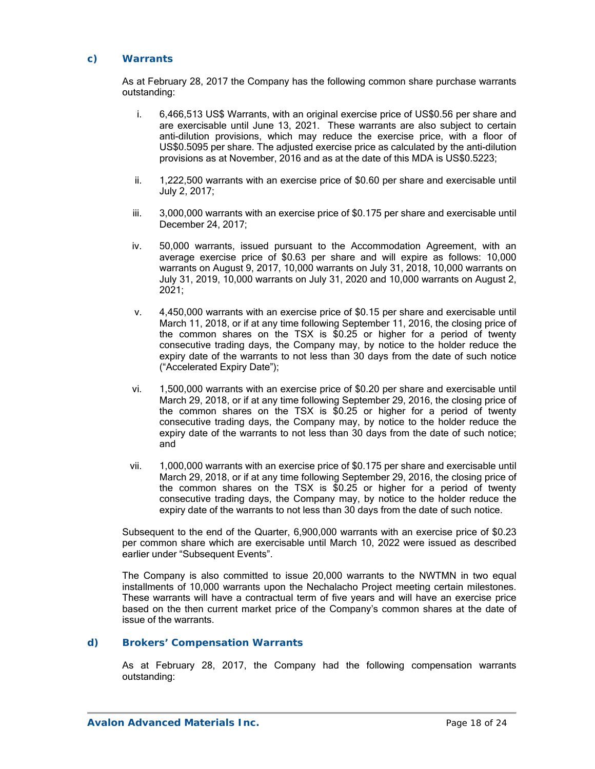### c) Warrants

As at February 28, 2017 the Company has the following common share purchase warrants outstanding:

i. 6,466,513 US$ Warrants, with an original exercise price of US$0.56 per share and are exercisable until June 13, 2021. These warrants are also subject to certain anti-dilution provisions, which may reduce the exercise price, with a floor of US$0.5095 per share. The adjusted exercise price as calculated by the anti-dilution provisions as at November, 2016 and as at the date of this MDA is US$0.5223;

ii. 1,222,500 warrants with an exercise price of $0.60 per share and exercisable until July 2, 2017;

iii. 3,000,000 warrants with an exercise price of $0.175 per share and exercisable until December 24, 2017;

iv. 50,000 warrants, issued pursuant to the Accommodation Agreement, with an average exercise price of $0.63 per share and will expire as follows: 10,000 warrants on August 9, 2017, 10,000 warrants on July 31, 2018, 10,000 warrants on July 31, 2019, 10,000 warrants on July 31, 2020 and 10,000 warrants on August 2, 2021;

v. 4,450,000 warrants with an exercise price of $0.15 per share and exercisable until March 11, 2018, or if at any time following September 11, 2016, the closing price of the common shares on the TSX is $0.25 or higher for a period of twenty consecutive trading days, the Company may, by notice to the holder reduce the expiry date of the warrants to not less than 30 days from the date of such notice ("Accelerated Expiry Date");

vi. 1,500,000 warrants with an exercise price of $0.20 per share and exercisable until March 29, 2018, or if at any time following September 29, 2016, the closing price of the common shares on the TSX is $0.25 or higher for a period of twenty consecutive trading days, the Company may, by notice to the holder reduce the expiry date of the warrants to not less than 30 days from the date of such notice; and

vii. 1,000,000 warrants with an exercise price of $0.175 per share and exercisable until March 29, 2018, or if at any time following September 29, 2016, the closing price of the common shares on the TSX is $0.25 or higher for a period of twenty consecutive trading days, the Company may, by notice to the holder reduce the expiry date of the warrants to not less than 30 days from the date of such notice.

Subsequent to the end of the Quarter, 6,900,000 warrants with an exercise price of $0.23 per common share which are exercisable until March 10, 2022 were issued as described earlier under "Subsequent Events".

The Company is also committed to issue 20,000 warrants to the NWTMN in two equal installments of 10,000 warrants upon the Nechalacho Project meeting certain milestones. These warrants will have a contractual term of five years and will have an exercise price based on the then current market price of the Company's common shares at the date of issue of the warrants.

### d) Brokers' Compensation Warrants

As at February 28, 2017, the Company had the following compensation warrants outstanding: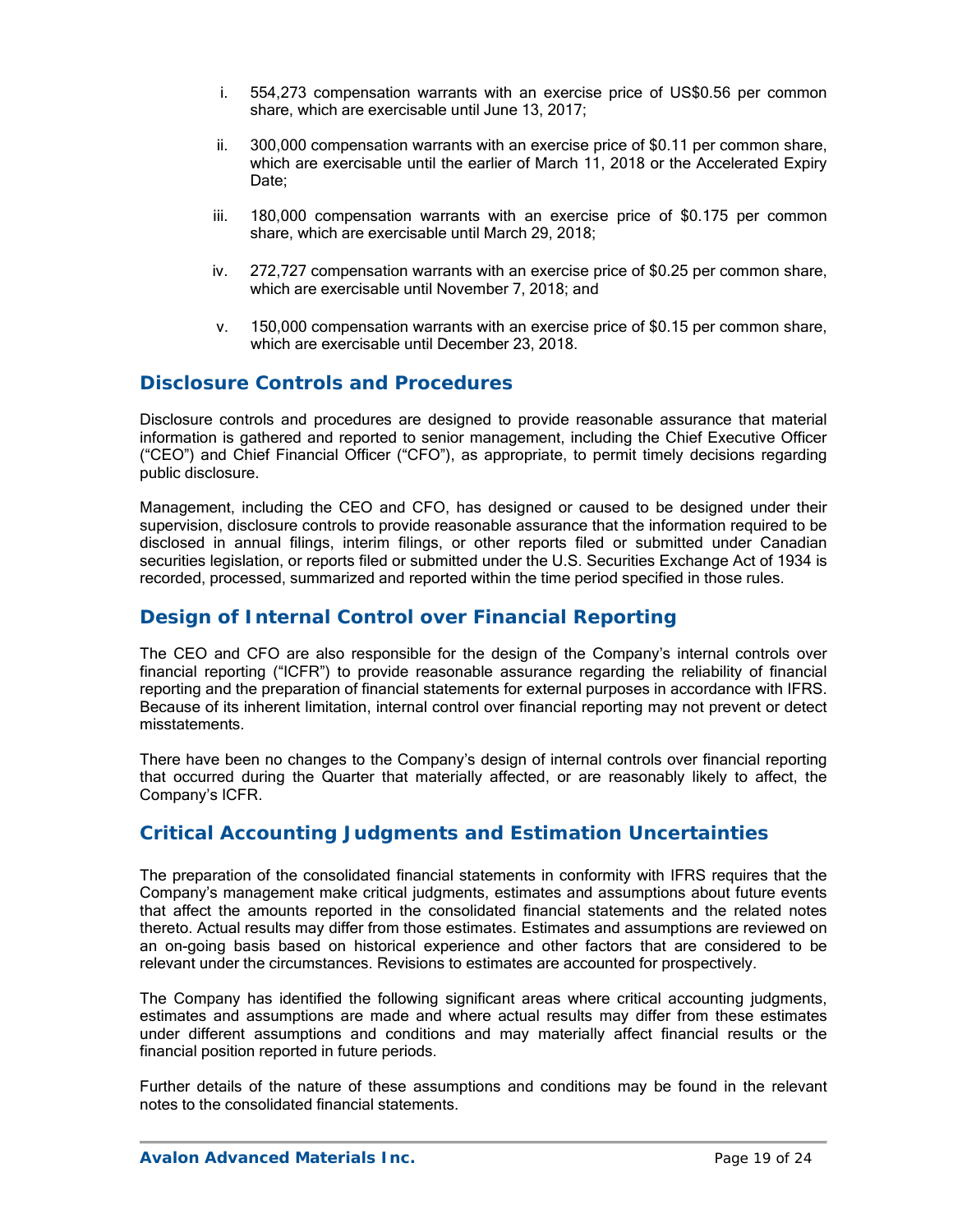i. 554,273 compensation warrants with an exercise price of US$0.56 per common share, which are exercisable until June 13, 2017;

ii. 300,000 compensation warrants with an exercise price of $0.11 per common share, which are exercisable until the earlier of March 11, 2018 or the Accelerated Expiry Date;

iii. 180,000 compensation warrants with an exercise price of $0.175 per common share, which are exercisable until March 29, 2018;

iv. 272,727 compensation warrants with an exercise price of $0.25 per common share, which are exercisable until November 7, 2018; and

v. 150,000 compensation warrants with an exercise price of $0.15 per common share, which are exercisable until December 23, 2018.

## Disclosure Controls and Procedures

Disclosure controls and procedures are designed to provide reasonable assurance that material information is gathered and reported to senior management, including the Chief Executive Officer ("CEO") and Chief Financial Officer ("CFO"), as appropriate, to permit timely decisions regarding public disclosure.

Management, including the CEO and CFO, has designed or caused to be designed under their supervision, disclosure controls to provide reasonable assurance that the information required to be disclosed in annual filings, interim filings, or other reports filed or submitted under Canadian securities legislation, or reports filed or submitted under the U.S. Securities Exchange Act of 1934 is recorded, processed, summarized and reported within the time period specified in those rules.

## Design of Internal Control over Financial Reporting

The CEO and CFO are also responsible for the design of the Company's internal controls over financial reporting ("ICFR") to provide reasonable assurance regarding the reliability of financial reporting and the preparation of financial statements for external purposes in accordance with IFRS. Because of its inherent limitation, internal control over financial reporting may not prevent or detect misstatements.

There have been no changes to the Company's design of internal controls over financial reporting that occurred during the Quarter that materially affected, or are reasonably likely to affect, the Company's ICFR.

## Critical Accounting Judgments and Estimation Uncertainties

The preparation of the consolidated financial statements in conformity with IFRS requires that the Company's management make critical judgments, estimates and assumptions about future events that affect the amounts reported in the consolidated financial statements and the related notes thereto. Actual results may differ from those estimates. Estimates and assumptions are reviewed on an on-going basis based on historical experience and other factors that are considered to be relevant under the circumstances. Revisions to estimates are accounted for prospectively.

The Company has identified the following significant areas where critical accounting judgments, estimates and assumptions are made and where actual results may differ from these estimates under different assumptions and conditions and may materially affect financial results or the financial position reported in future periods.

Further details of the nature of these assumptions and conditions may be found in the relevant notes to the consolidated financial statements.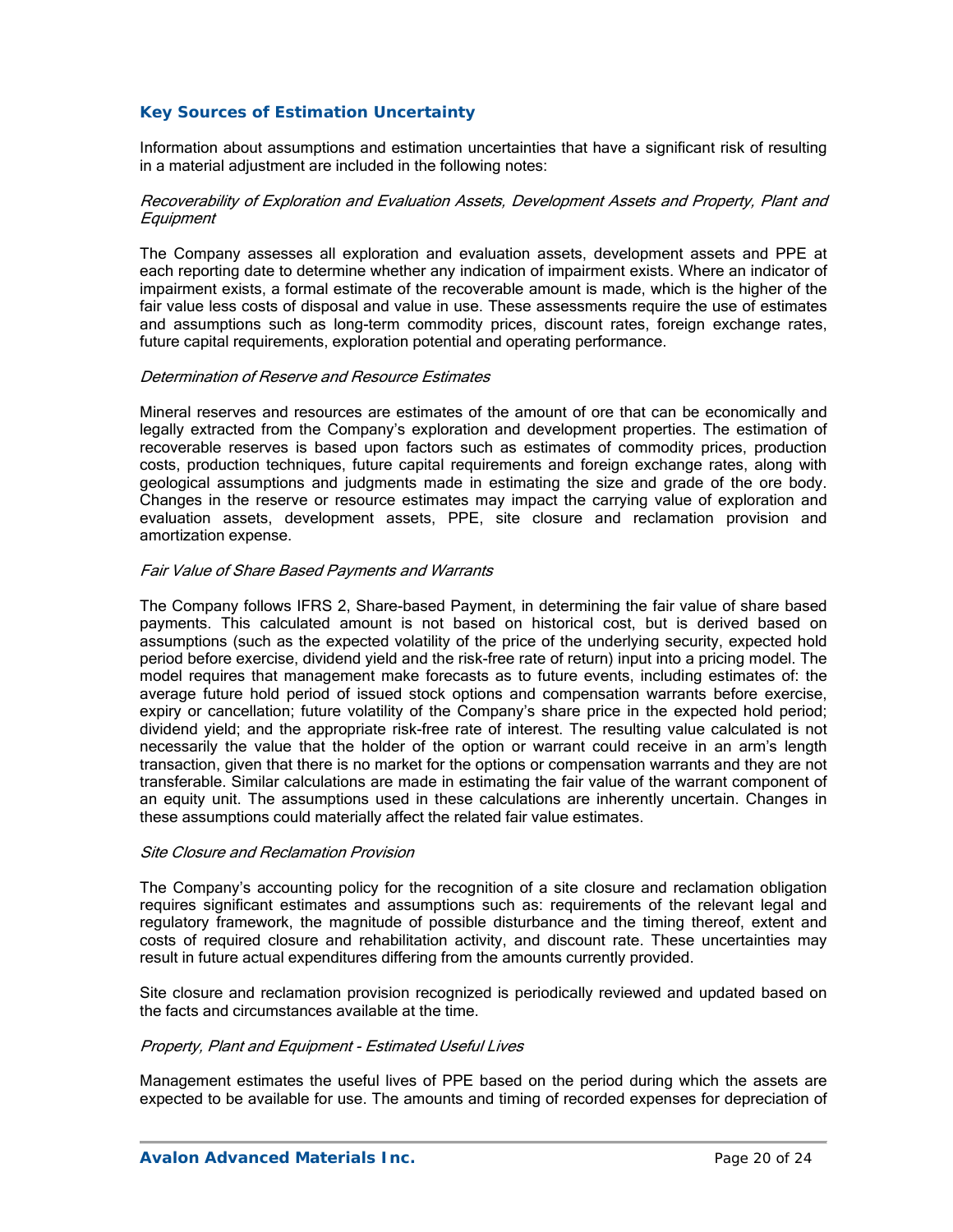### Key Sources of Estimation Uncertainty

Information about assumptions and estimation uncertainties that have a significant risk of resulting in a material adjustment are included in the following notes:

*Recoverability of Exploration and Evaluation Assets, Development Assets and Property, Plant and Equipment*

The Company assesses all exploration and evaluation assets, development assets and PPE at each reporting date to determine whether any indication of impairment exists. Where an indicator of impairment exists, a formal estimate of the recoverable amount is made, which is the higher of the fair value less costs of disposal and value in use. These assessments require the use of estimates and assumptions such as long-term commodity prices, discount rates, foreign exchange rates, future capital requirements, exploration potential and operating performance.

*Determination of Reserve and Resource Estimates*

Mineral reserves and resources are estimates of the amount of ore that can be economically and legally extracted from the Company's exploration and development properties. The estimation of recoverable reserves is based upon factors such as estimates of commodity prices, production costs, production techniques, future capital requirements and foreign exchange rates, along with geological assumptions and judgments made in estimating the size and grade of the ore body. Changes in the reserve or resource estimates may impact the carrying value of exploration and evaluation assets, development assets, PPE, site closure and reclamation provision and amortization expense.

*Fair Value of Share Based Payments and Warrants*

The Company follows IFRS 2, Share-based Payment, in determining the fair value of share based payments. This calculated amount is not based on historical cost, but is derived based on assumptions (such as the expected volatility of the price of the underlying security, expected hold period before exercise, dividend yield and the risk-free rate of return) input into a pricing model. The model requires that management make forecasts as to future events, including estimates of: the average future hold period of issued stock options and compensation warrants before exercise, expiry or cancellation; future volatility of the Company's share price in the expected hold period; dividend yield; and the appropriate risk-free rate of interest. The resulting value calculated is not necessarily the value that the holder of the option or warrant could receive in an arm's length transaction, given that there is no market for the options or compensation warrants and they are not transferable. Similar calculations are made in estimating the fair value of the warrant component of an equity unit. The assumptions used in these calculations are inherently uncertain. Changes in these assumptions could materially affect the related fair value estimates.

*Site Closure and Reclamation Provision*

The Company's accounting policy for the recognition of a site closure and reclamation obligation requires significant estimates and assumptions such as: requirements of the relevant legal and regulatory framework, the magnitude of possible disturbance and the timing thereof, extent and costs of required closure and rehabilitation activity, and discount rate. These uncertainties may result in future actual expenditures differing from the amounts currently provided.

Site closure and reclamation provision recognized is periodically reviewed and updated based on the facts and circumstances available at the time.

*Property, Plant and Equipment - Estimated Useful Lives*

Management estimates the useful lives of PPE based on the period during which the assets are expected to be available for use. The amounts and timing of recorded expenses for depreciation of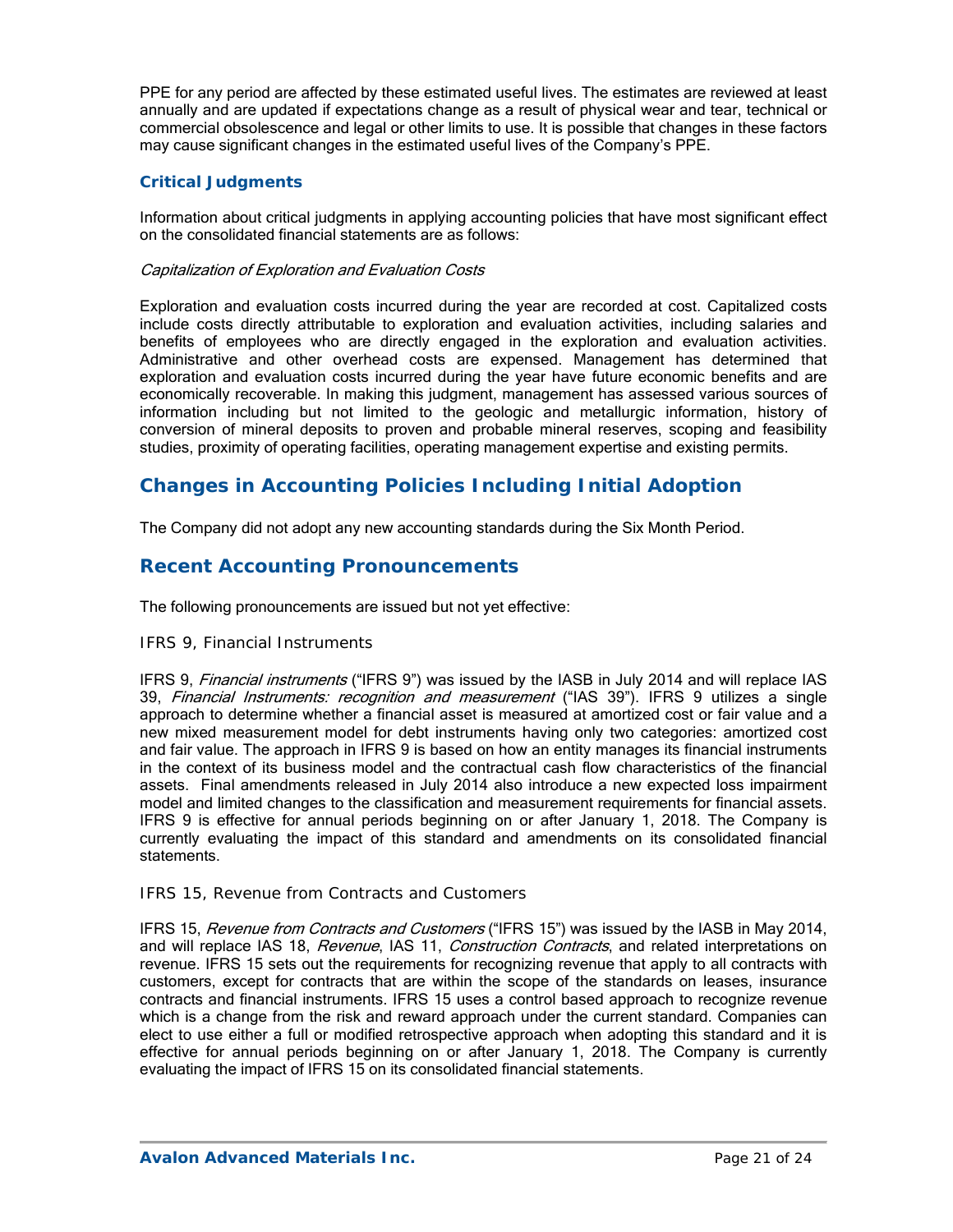PPE for any period are affected by these estimated useful lives. The estimates are reviewed at least annually and are updated if expectations change as a result of physical wear and tear, technical or commercial obsolescence and legal or other limits to use. It is possible that changes in these factors may cause significant changes in the estimated useful lives of the Company's PPE.

### Critical Judgments

Information about critical judgments in applying accounting policies that have most significant effect on the consolidated financial statements are as follows:

*Capitalization of Exploration and Evaluation Costs*

Exploration and evaluation costs incurred during the year are recorded at cost. Capitalized costs include costs directly attributable to exploration and evaluation activities, including salaries and benefits of employees who are directly engaged in the exploration and evaluation activities. Administrative and other overhead costs are expensed. Management has determined that exploration and evaluation costs incurred during the year have future economic benefits and are economically recoverable. In making this judgment, management has assessed various sources of information including but not limited to the geologic and metallurgic information, history of conversion of mineral deposits to proven and probable mineral reserves, scoping and feasibility studies, proximity of operating facilities, operating management expertise and existing permits.

## Changes in Accounting Policies Including Initial Adoption

The Company did not adopt any new accounting standards during the Six Month Period.

## Recent Accounting Pronouncements

The following pronouncements are issued but not yet effective:

IFRS 9, Financial Instruments

IFRS 9, *Financial instruments* ("IFRS 9") was issued by the IASB in July 2014 and will replace IAS 39, *Financial Instruments: recognition and measurement* ("IAS 39"). IFRS 9 utilizes a single approach to determine whether a financial asset is measured at amortized cost or fair value and a new mixed measurement model for debt instruments having only two categories: amortized cost and fair value. The approach in IFRS 9 is based on how an entity manages its financial instruments in the context of its business model and the contractual cash flow characteristics of the financial assets. Final amendments released in July 2014 also introduce a new expected loss impairment model and limited changes to the classification and measurement requirements for financial assets. IFRS 9 is effective for annual periods beginning on or after January 1, 2018. The Company is currently evaluating the impact of this standard and amendments on its consolidated financial statements.

IFRS 15, Revenue from Contracts and Customers

IFRS 15, *Revenue from Contracts and Customers* ("IFRS 15") was issued by the IASB in May 2014, and will replace IAS 18, *Revenue*, IAS 11, *Construction Contracts*, and related interpretations on revenue. IFRS 15 sets out the requirements for recognizing revenue that apply to all contracts with customers, except for contracts that are within the scope of the standards on leases, insurance contracts and financial instruments. IFRS 15 uses a control based approach to recognize revenue which is a change from the risk and reward approach under the current standard. Companies can elect to use either a full or modified retrospective approach when adopting this standard and it is effective for annual periods beginning on or after January 1, 2018. The Company is currently evaluating the impact of IFRS 15 on its consolidated financial statements.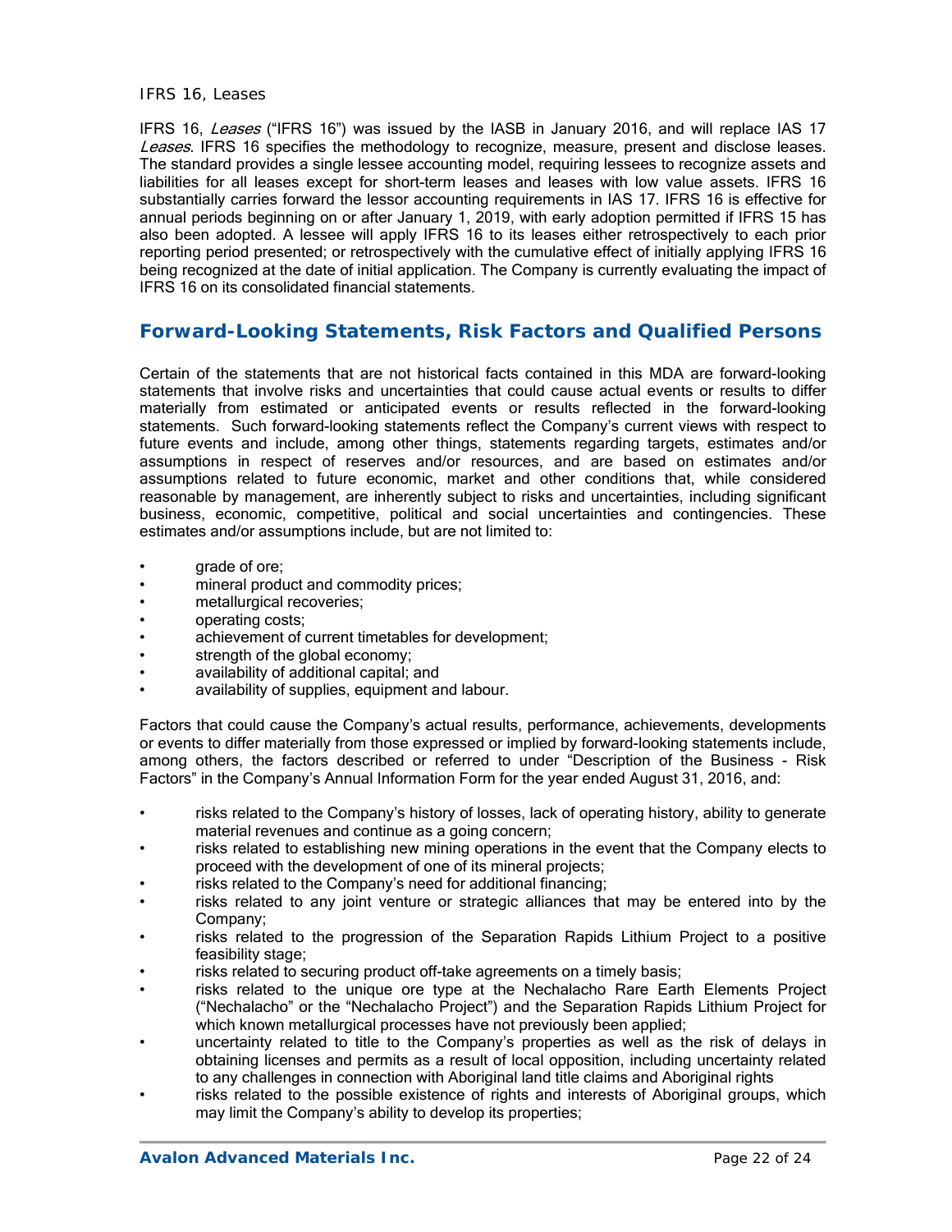### IFRS 16, Leases

IFRS 16, *Leases* ("IFRS 16") was issued by the IASB in January 2016, and will replace IAS 17 *Leases*. IFRS 16 specifies the methodology to recognize, measure, present and disclose leases. The standard provides a single lessee accounting model, requiring lessees to recognize assets and liabilities for all leases except for short-term leases and leases with low value assets. IFRS 16 substantially carries forward the lessor accounting requirements in IAS 17. IFRS 16 is effective for annual periods beginning on or after January 1, 2019, with early adoption permitted if IFRS 15 has also been adopted. A lessee will apply IFRS 16 to its leases either retrospectively to each prior reporting period presented; or retrospectively with the cumulative effect of initially applying IFRS 16 being recognized at the date of initial application. The Company is currently evaluating the impact of IFRS 16 on its consolidated financial statements.

## Forward-Looking Statements, Risk Factors and Qualified Persons

Certain of the statements that are not historical facts contained in this MDA are forward-looking statements that involve risks and uncertainties that could cause actual events or results to differ materially from estimated or anticipated events or results reflected in the forward-looking statements. Such forward-looking statements reflect the Company's current views with respect to future events and include, among other things, statements regarding targets, estimates and/or assumptions in respect of reserves and/or resources, and are based on estimates and/or assumptions related to future economic, market and other conditions that, while considered reasonable by management, are inherently subject to risks and uncertainties, including significant business, economic, competitive, political and social uncertainties and contingencies. These estimates and/or assumptions include, but are not limited to:

- grade of ore;
- mineral product and commodity prices;
- metallurgical recoveries;
- operating costs;
- achievement of current timetables for development;
- strength of the global economy;
- availability of additional capital; and
- availability of supplies, equipment and labour.

Factors that could cause the Company's actual results, performance, achievements, developments or events to differ materially from those expressed or implied by forward-looking statements include, among others, the factors described or referred to under "Description of the Business - Risk Factors" in the Company's Annual Information Form for the year ended August 31, 2016, and:

- risks related to the Company's history of losses, lack of operating history, ability to generate material revenues and continue as a going concern;
- risks related to establishing new mining operations in the event that the Company elects to proceed with the development of one of its mineral projects;
- risks related to the Company's need for additional financing;
- risks related to any joint venture or strategic alliances that may be entered into by the Company;
- risks related to the progression of the Separation Rapids Lithium Project to a positive feasibility stage;
- risks related to securing product off-take agreements on a timely basis;
- risks related to the unique ore type at the Nechalacho Rare Earth Elements Project ("Nechalacho" or the "Nechalacho Project") and the Separation Rapids Lithium Project for which known metallurgical processes have not previously been applied;
- uncertainty related to title to the Company's properties as well as the risk of delays in obtaining licenses and permits as a result of local opposition, including uncertainty related to any challenges in connection with Aboriginal land title claims and Aboriginal rights
- risks related to the possible existence of rights and interests of Aboriginal groups, which may limit the Company's ability to develop its properties;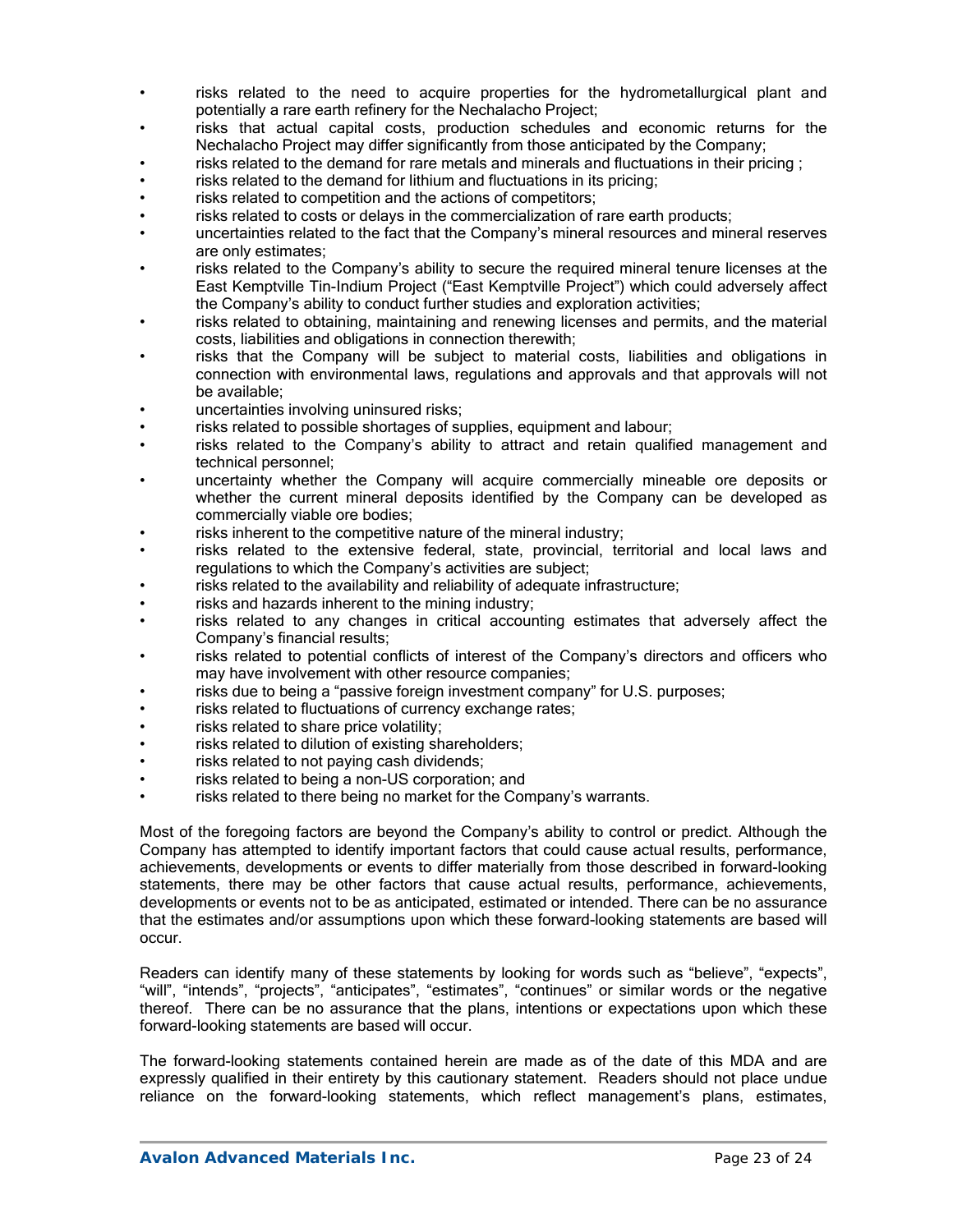- risks related to the need to acquire properties for the hydrometallurgical plant and potentially a rare earth refinery for the Nechalacho Project;
- risks that actual capital costs, production schedules and economic returns for the Nechalacho Project may differ significantly from those anticipated by the Company;
- risks related to the demand for rare metals and minerals and fluctuations in their pricing ;
- risks related to the demand for lithium and fluctuations in its pricing;
- risks related to competition and the actions of competitors;
- risks related to costs or delays in the commercialization of rare earth products;
- uncertainties related to the fact that the Company's mineral resources and mineral reserves are only estimates;
- risks related to the Company's ability to secure the required mineral tenure licenses at the East Kemptville Tin-Indium Project ("East Kemptville Project") which could adversely affect the Company's ability to conduct further studies and exploration activities;
- risks related to obtaining, maintaining and renewing licenses and permits, and the material costs, liabilities and obligations in connection therewith;
- risks that the Company will be subject to material costs, liabilities and obligations in connection with environmental laws, regulations and approvals and that approvals will not be available;
- uncertainties involving uninsured risks;
- risks related to possible shortages of supplies, equipment and labour;
- risks related to the Company's ability to attract and retain qualified management and technical personnel;
- uncertainty whether the Company will acquire commercially mineable ore deposits or whether the current mineral deposits identified by the Company can be developed as commercially viable ore bodies;
- risks inherent to the competitive nature of the mineral industry;
- risks related to the extensive federal, state, provincial, territorial and local laws and regulations to which the Company's activities are subject;
- risks related to the availability and reliability of adequate infrastructure;
- risks and hazards inherent to the mining industry;
- risks related to any changes in critical accounting estimates that adversely affect the Company's financial results;
- risks related to potential conflicts of interest of the Company's directors and officers who may have involvement with other resource companies;
- risks due to being a "passive foreign investment company" for U.S. purposes;
- risks related to fluctuations of currency exchange rates;
- risks related to share price volatility;
- risks related to dilution of existing shareholders;
- risks related to not paying cash dividends;
- risks related to being a non-US corporation; and
- risks related to there being no market for the Company's warrants.

Most of the foregoing factors are beyond the Company's ability to control or predict. Although the Company has attempted to identify important factors that could cause actual results, performance, achievements, developments or events to differ materially from those described in forward-looking statements, there may be other factors that cause actual results, performance, achievements, developments or events not to be as anticipated, estimated or intended. There can be no assurance that the estimates and/or assumptions upon which these forward-looking statements are based will occur.

Readers can identify many of these statements by looking for words such as "believe", "expects", "will", "intends", "projects", "anticipates", "estimates", "continues" or similar words or the negative thereof. There can be no assurance that the plans, intentions or expectations upon which these forward-looking statements are based will occur.

The forward-looking statements contained herein are made as of the date of this MDA and are expressly qualified in their entirety by this cautionary statement. Readers should not place undue reliance on the forward-looking statements, which reflect management's plans, estimates,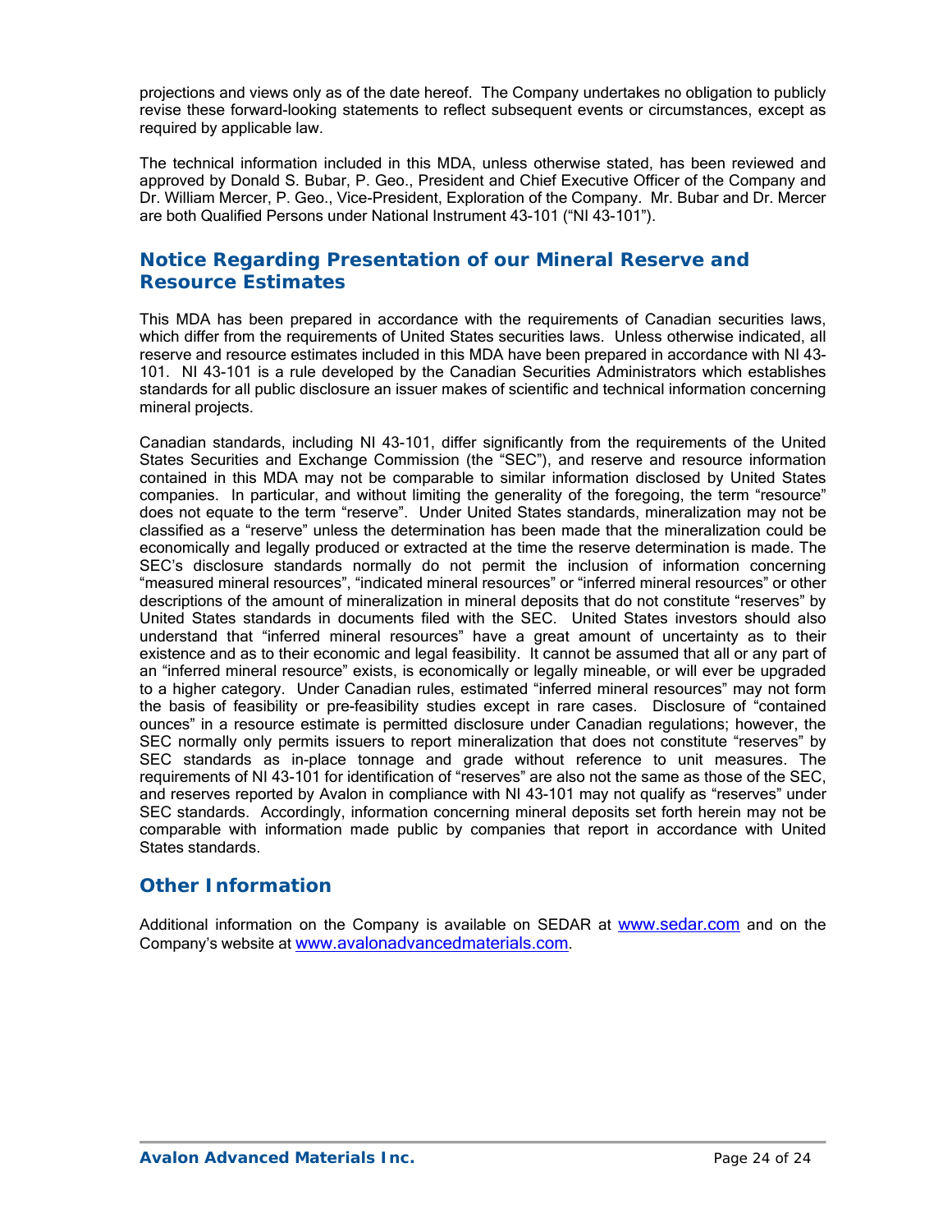projections and views only as of the date hereof. The Company undertakes no obligation to publicly revise these forward-looking statements to reflect subsequent events or circumstances, except as required by applicable law.

The technical information included in this MDA, unless otherwise stated, has been reviewed and approved by Donald S. Bubar, P. Geo., President and Chief Executive Officer of the Company and Dr. William Mercer, P. Geo., Vice-President, Exploration of the Company. Mr. Bubar and Dr. Mercer are both Qualified Persons under National Instrument 43-101 ("NI 43-101").

## Notice Regarding Presentation of our Mineral Reserve and Resource Estimates

This MDA has been prepared in accordance with the requirements of Canadian securities laws, which differ from the requirements of United States securities laws. Unless otherwise indicated, all reserve and resource estimates included in this MDA have been prepared in accordance with NI 43-101. NI 43-101 is a rule developed by the Canadian Securities Administrators which establishes standards for all public disclosure an issuer makes of scientific and technical information concerning mineral projects.

Canadian standards, including NI 43-101, differ significantly from the requirements of the United States Securities and Exchange Commission (the "SEC"), and reserve and resource information contained in this MDA may not be comparable to similar information disclosed by United States companies. In particular, and without limiting the generality of the foregoing, the term "resource" does not equate to the term "reserve". Under United States standards, mineralization may not be classified as a "reserve" unless the determination has been made that the mineralization could be economically and legally produced or extracted at the time the reserve determination is made. The SEC's disclosure standards normally do not permit the inclusion of information concerning "measured mineral resources", "indicated mineral resources" or "inferred mineral resources" or other descriptions of the amount of mineralization in mineral deposits that do not constitute "reserves" by United States standards in documents filed with the SEC. United States investors should also understand that "inferred mineral resources" have a great amount of uncertainty as to their existence and as to their economic and legal feasibility. It cannot be assumed that all or any part of an "inferred mineral resource" exists, is economically or legally mineable, or will ever be upgraded to a higher category. Under Canadian rules, estimated "inferred mineral resources" may not form the basis of feasibility or pre-feasibility studies except in rare cases. Disclosure of "contained ounces" in a resource estimate is permitted disclosure under Canadian regulations; however, the SEC normally only permits issuers to report mineralization that does not constitute "reserves" by SEC standards as in-place tonnage and grade without reference to unit measures. The requirements of NI 43-101 for identification of "reserves" are also not the same as those of the SEC, and reserves reported by Avalon in compliance with NI 43-101 may not qualify as "reserves" under SEC standards. Accordingly, information concerning mineral deposits set forth herein may not be comparable with information made public by companies that report in accordance with United States standards.

## Other Information

Additional information on the Company is available on SEDAR at www.sedar.com and on the Company's website at www.avalonadvancedmaterials.com.